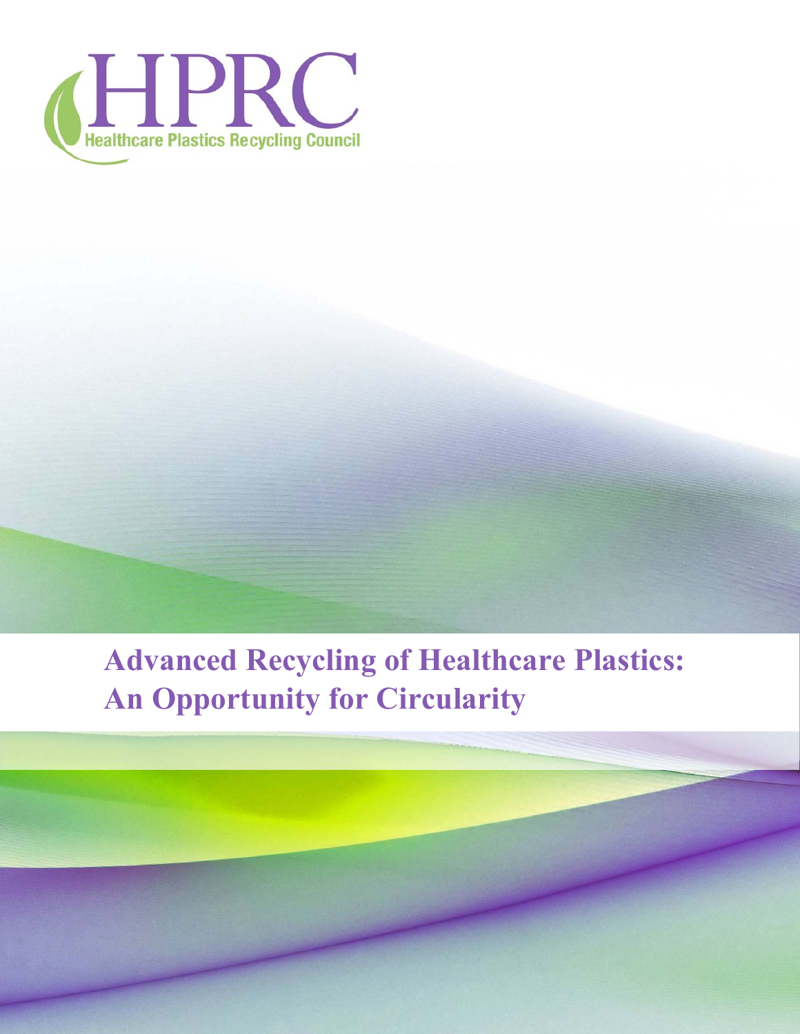HPRC

Healthcare Plastics Recycling Council

# Advanced Recycling of Healthcare Plastics: An Opportunity for Circularity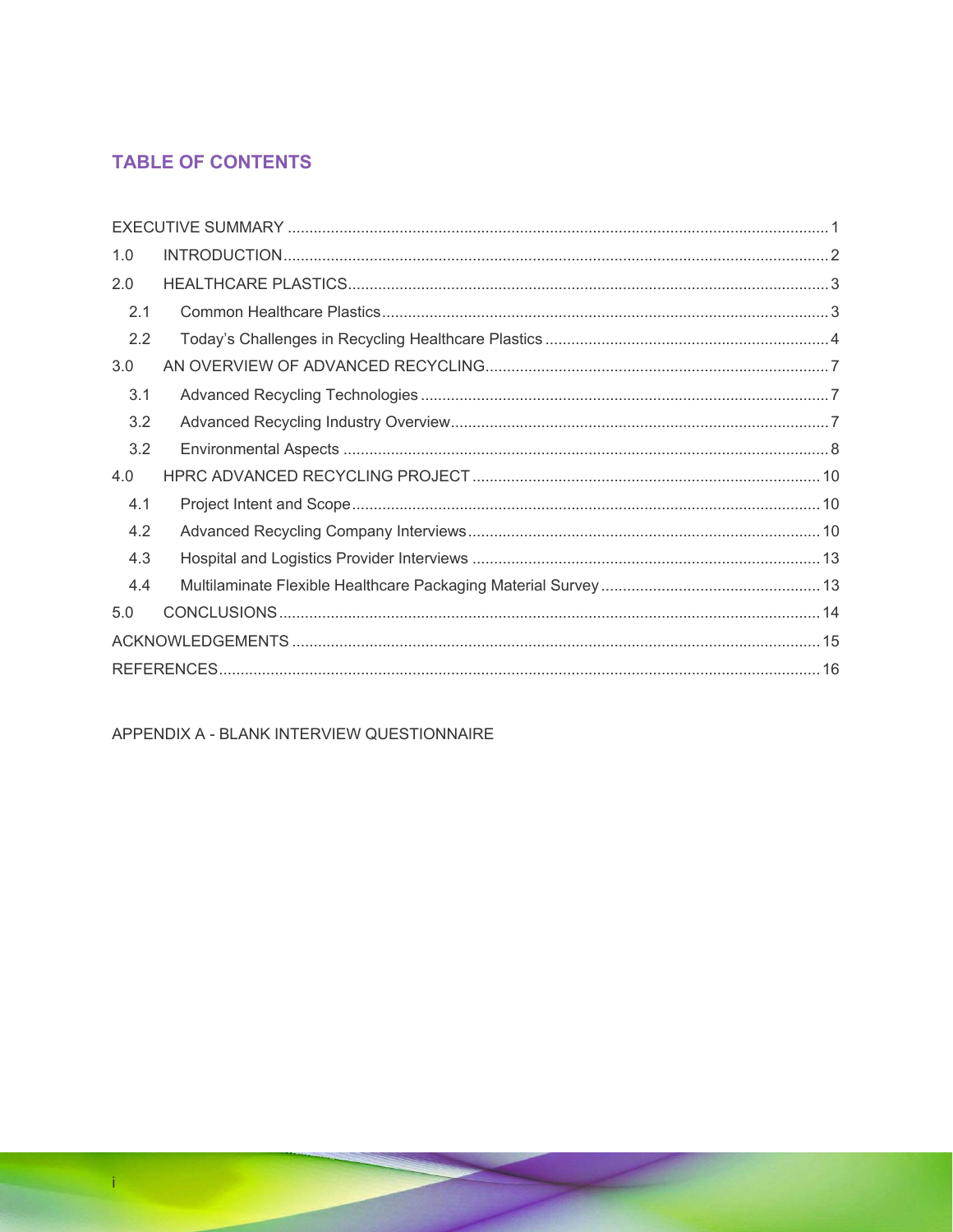## TABLE OF CONTENTS

| | | |
|---|---|---|
| EXECUTIVE SUMMARY | | 1 |
| 1.0 | INTRODUCTION | 2 |
| 2.0 | HEALTHCARE PLASTICS | 3 |
| 2.1 | Common Healthcare Plastics | 3 |
| 2.2 | Today's Challenges in Recycling Healthcare Plastics | 4 |
| 3.0 | AN OVERVIEW OF ADVANCED RECYCLING | 7 |
| 3.1 | Advanced Recycling Technologies | 7 |
| 3.2 | Advanced Recycling Industry Overview | 7 |
| 3.2 | Environmental Aspects | 8 |
| 4.0 | HPRC ADVANCED RECYCLING PROJECT | 10 |
| 4.1 | Project Intent and Scope | 10 |
| 4.2 | Advanced Recycling Company Interviews | 10 |
| 4.3 | Hospital and Logistics Provider Interviews | 13 |
| 4.4 | Multilaminate Flexible Healthcare Packaging Material Survey | 13 |
| 5.0 | CONCLUSIONS | 14 |
| ACKNOWLEDGEMENTS | | 15 |
| REFERENCES | | 16 |

APPENDIX A - BLANK INTERVIEW QUESTIONNAIRE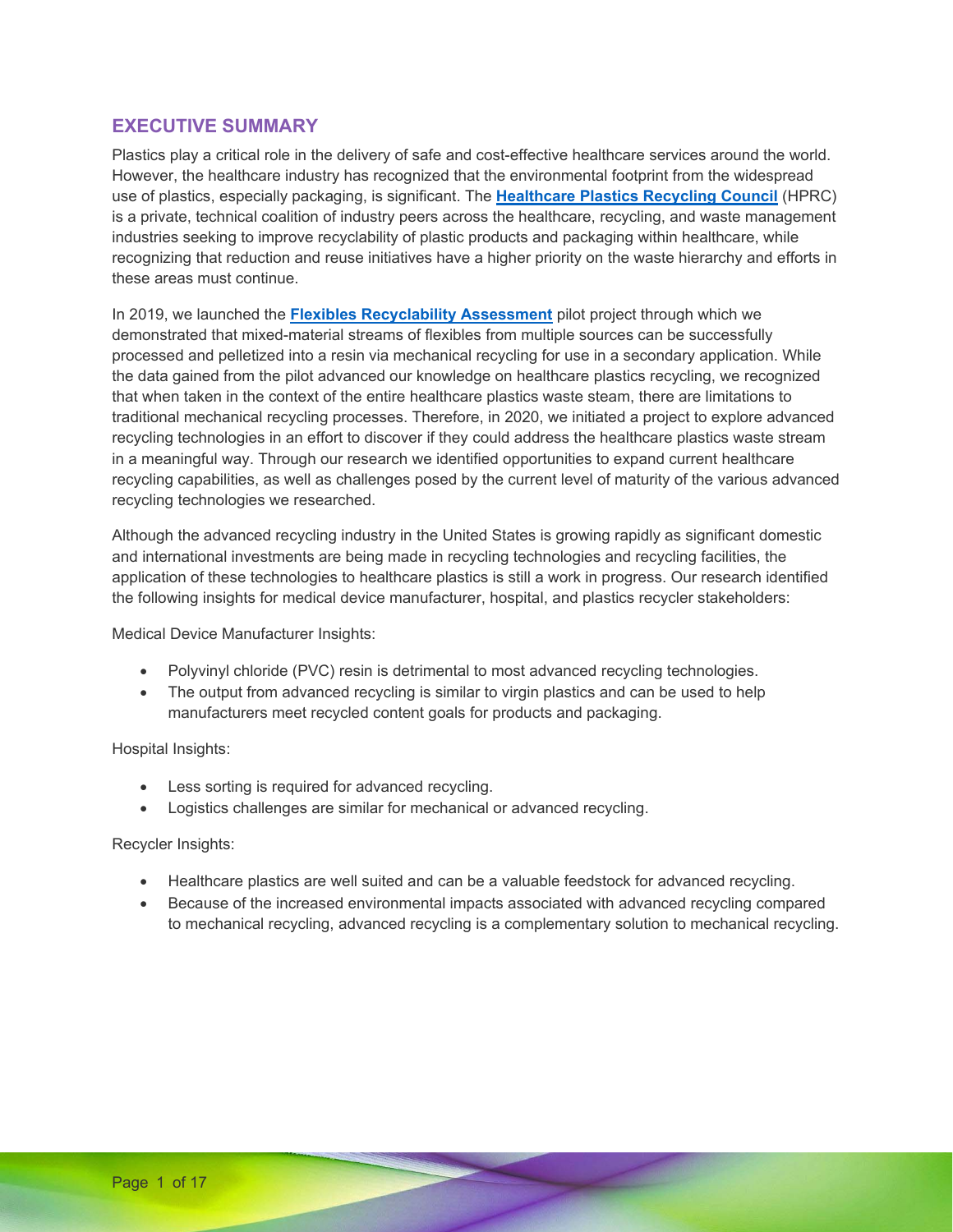## EXECUTIVE SUMMARY

Plastics play a critical role in the delivery of safe and cost-effective healthcare services around the world. However, the healthcare industry has recognized that the environmental footprint from the widespread use of plastics, especially packaging, is significant. The **Healthcare Plastics Recycling Council** (HPRC) is a private, technical coalition of industry peers across the healthcare, recycling, and waste management industries seeking to improve recyclability of plastic products and packaging within healthcare, while recognizing that reduction and reuse initiatives have a higher priority on the waste hierarchy and efforts in these areas must continue.

In 2019, we launched the **Flexibles Recyclability Assessment** pilot project through which we demonstrated that mixed-material streams of flexibles from multiple sources can be successfully processed and pelletized into a resin via mechanical recycling for use in a secondary application. While the data gained from the pilot advanced our knowledge on healthcare plastics recycling, we recognized that when taken in the context of the entire healthcare plastics waste steam, there are limitations to traditional mechanical recycling processes. Therefore, in 2020, we initiated a project to explore advanced recycling technologies in an effort to discover if they could address the healthcare plastics waste stream in a meaningful way. Through our research we identified opportunities to expand current healthcare recycling capabilities, as well as challenges posed by the current level of maturity of the various advanced recycling technologies we researched.

Although the advanced recycling industry in the United States is growing rapidly as significant domestic and international investments are being made in recycling technologies and recycling facilities, the application of these technologies to healthcare plastics is still a work in progress. Our research identified the following insights for medical device manufacturer, hospital, and plastics recycler stakeholders:

Medical Device Manufacturer Insights:

- Polyvinyl chloride (PVC) resin is detrimental to most advanced recycling technologies.
- The output from advanced recycling is similar to virgin plastics and can be used to help manufacturers meet recycled content goals for products and packaging.

Hospital Insights:

- Less sorting is required for advanced recycling.
- Logistics challenges are similar for mechanical or advanced recycling.

Recycler Insights:

- Healthcare plastics are well suited and can be a valuable feedstock for advanced recycling.
- Because of the increased environmental impacts associated with advanced recycling compared to mechanical recycling, advanced recycling is a complementary solution to mechanical recycling.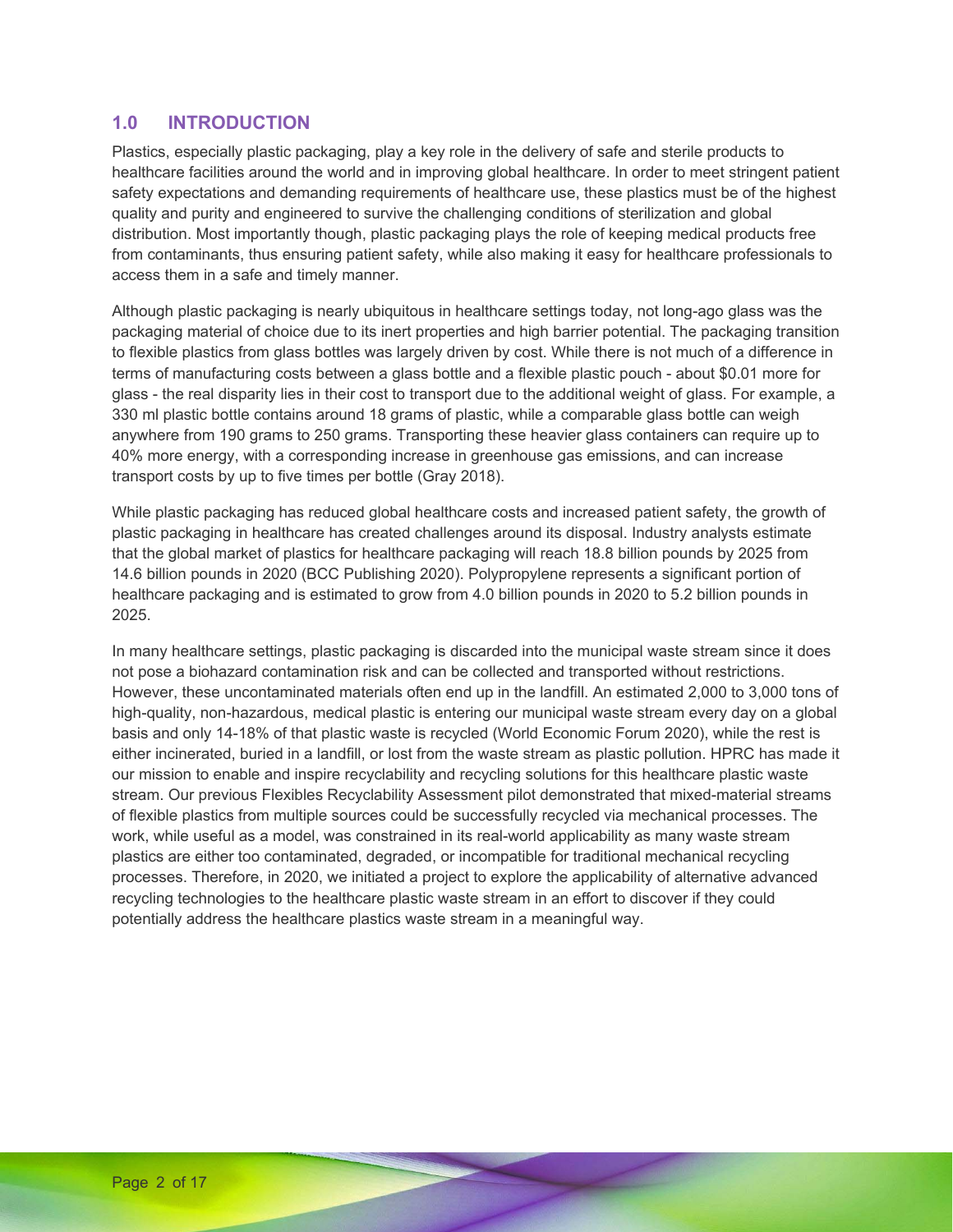## 1.0 INTRODUCTION

Plastics, especially plastic packaging, play a key role in the delivery of safe and sterile products to healthcare facilities around the world and in improving global healthcare. In order to meet stringent patient safety expectations and demanding requirements of healthcare use, these plastics must be of the highest quality and purity and engineered to survive the challenging conditions of sterilization and global distribution. Most importantly though, plastic packaging plays the role of keeping medical products free from contaminants, thus ensuring patient safety, while also making it easy for healthcare professionals to access them in a safe and timely manner.

Although plastic packaging is nearly ubiquitous in healthcare settings today, not long-ago glass was the packaging material of choice due to its inert properties and high barrier potential. The packaging transition to flexible plastics from glass bottles was largely driven by cost. While there is not much of a difference in terms of manufacturing costs between a glass bottle and a flexible plastic pouch - about $0.01 more for glass - the real disparity lies in their cost to transport due to the additional weight of glass. For example, a 330 ml plastic bottle contains around 18 grams of plastic, while a comparable glass bottle can weigh anywhere from 190 grams to 250 grams. Transporting these heavier glass containers can require up to 40% more energy, with a corresponding increase in greenhouse gas emissions, and can increase transport costs by up to five times per bottle (Gray 2018).

While plastic packaging has reduced global healthcare costs and increased patient safety, the growth of plastic packaging in healthcare has created challenges around its disposal. Industry analysts estimate that the global market of plastics for healthcare packaging will reach 18.8 billion pounds by 2025 from 14.6 billion pounds in 2020 (BCC Publishing 2020). Polypropylene represents a significant portion of healthcare packaging and is estimated to grow from 4.0 billion pounds in 2020 to 5.2 billion pounds in 2025.

In many healthcare settings, plastic packaging is discarded into the municipal waste stream since it does not pose a biohazard contamination risk and can be collected and transported without restrictions. However, these uncontaminated materials often end up in the landfill. An estimated 2,000 to 3,000 tons of high-quality, non-hazardous, medical plastic is entering our municipal waste stream every day on a global basis and only 14-18% of that plastic waste is recycled (World Economic Forum 2020), while the rest is either incinerated, buried in a landfill, or lost from the waste stream as plastic pollution. HPRC has made it our mission to enable and inspire recyclability and recycling solutions for this healthcare plastic waste stream. Our previous Flexibles Recyclability Assessment pilot demonstrated that mixed-material streams of flexible plastics from multiple sources could be successfully recycled via mechanical processes. The work, while useful as a model, was constrained in its real-world applicability as many waste stream plastics are either too contaminated, degraded, or incompatible for traditional mechanical recycling processes. Therefore, in 2020, we initiated a project to explore the applicability of alternative advanced recycling technologies to the healthcare plastic waste stream in an effort to discover if they could potentially address the healthcare plastics waste stream in a meaningful way.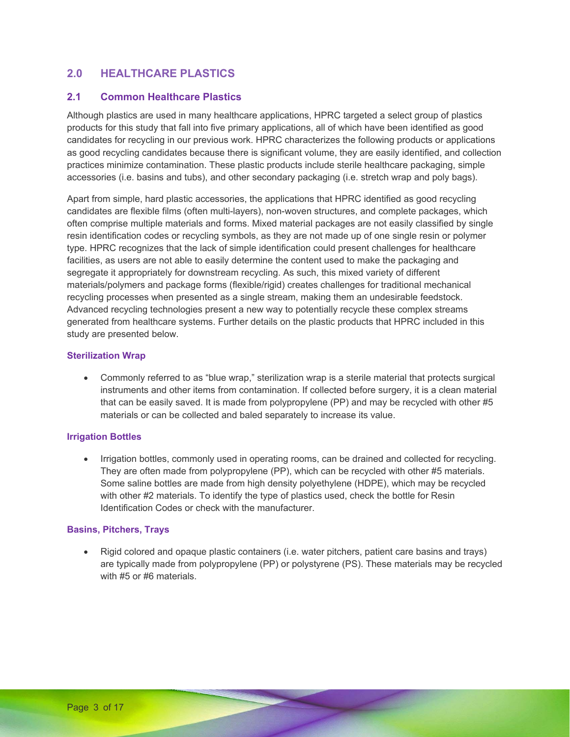## 2.0 HEALTHCARE PLASTICS

### 2.1 Common Healthcare Plastics

Although plastics are used in many healthcare applications, HPRC targeted a select group of plastics products for this study that fall into five primary applications, all of which have been identified as good candidates for recycling in our previous work. HPRC characterizes the following products or applications as good recycling candidates because there is significant volume, they are easily identified, and collection practices minimize contamination. These plastic products include sterile healthcare packaging, simple accessories (i.e. basins and tubs), and other secondary packaging (i.e. stretch wrap and poly bags).

Apart from simple, hard plastic accessories, the applications that HPRC identified as good recycling candidates are flexible films (often multi-layers), non-woven structures, and complete packages, which often comprise multiple materials and forms. Mixed material packages are not easily classified by single resin identification codes or recycling symbols, as they are not made up of one single resin or polymer type. HPRC recognizes that the lack of simple identification could present challenges for healthcare facilities, as users are not able to easily determine the content used to make the packaging and segregate it appropriately for downstream recycling. As such, this mixed variety of different materials/polymers and package forms (flexible/rigid) creates challenges for traditional mechanical recycling processes when presented as a single stream, making them an undesirable feedstock. Advanced recycling technologies present a new way to potentially recycle these complex streams generated from healthcare systems. Further details on the plastic products that HPRC included in this study are presented below.

#### Sterilization Wrap

- Commonly referred to as "blue wrap," sterilization wrap is a sterile material that protects surgical instruments and other items from contamination. If collected before surgery, it is a clean material that can be easily saved. It is made from polypropylene (PP) and may be recycled with other #5 materials or can be collected and baled separately to increase its value.

#### Irrigation Bottles

- Irrigation bottles, commonly used in operating rooms, can be drained and collected for recycling. They are often made from polypropylene (PP), which can be recycled with other #5 materials. Some saline bottles are made from high density polyethylene (HDPE), which may be recycled with other #2 materials. To identify the type of plastics used, check the bottle for Resin Identification Codes or check with the manufacturer.

#### Basins, Pitchers, Trays

- Rigid colored and opaque plastic containers (i.e. water pitchers, patient care basins and trays) are typically made from polypropylene (PP) or polystyrene (PS). These materials may be recycled with #5 or #6 materials.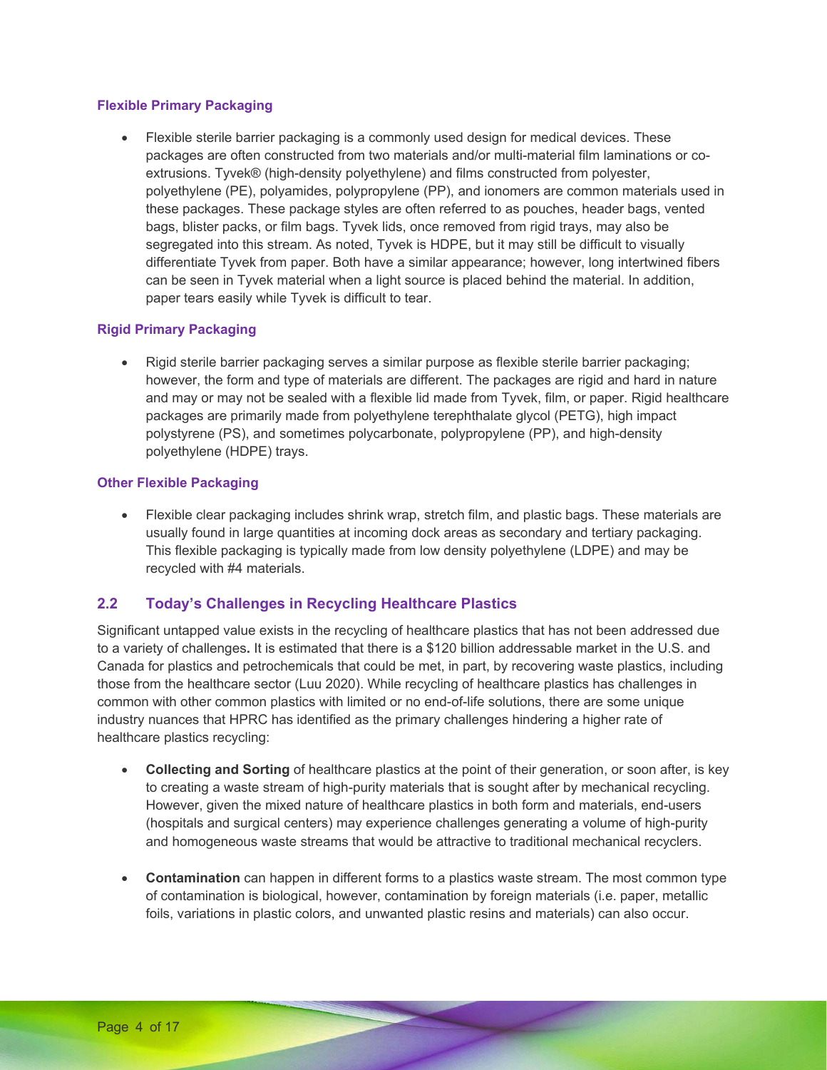#### Flexible Primary Packaging

- Flexible sterile barrier packaging is a commonly used design for medical devices. These packages are often constructed from two materials and/or multi-material film laminations or co-extrusions. Tyvek® (high-density polyethylene) and films constructed from polyester, polyethylene (PE), polyamides, polypropylene (PP), and ionomers are common materials used in these packages. These package styles are often referred to as pouches, header bags, vented bags, blister packs, or film bags. Tyvek lids, once removed from rigid trays, may also be segregated into this stream. As noted, Tyvek is HDPE, but it may still be difficult to visually differentiate Tyvek from paper. Both have a similar appearance; however, long intertwined fibers can be seen in Tyvek material when a light source is placed behind the material. In addition, paper tears easily while Tyvek is difficult to tear.

#### Rigid Primary Packaging

- Rigid sterile barrier packaging serves a similar purpose as flexible sterile barrier packaging; however, the form and type of materials are different. The packages are rigid and hard in nature and may or may not be sealed with a flexible lid made from Tyvek, film, or paper. Rigid healthcare packages are primarily made from polyethylene terephthalate glycol (PETG), high impact polystyrene (PS), and sometimes polycarbonate, polypropylene (PP), and high-density polyethylene (HDPE) trays.

#### Other Flexible Packaging

- Flexible clear packaging includes shrink wrap, stretch film, and plastic bags. These materials are usually found in large quantities at incoming dock areas as secondary and tertiary packaging. This flexible packaging is typically made from low density polyethylene (LDPE) and may be recycled with #4 materials.

### 2.2 Today's Challenges in Recycling Healthcare Plastics

Significant untapped value exists in the recycling of healthcare plastics that has not been addressed due to a variety of challenges**.** It is estimated that there is a $120 billion addressable market in the U.S. and Canada for plastics and petrochemicals that could be met, in part, by recovering waste plastics, including those from the healthcare sector (Luu 2020). While recycling of healthcare plastics has challenges in common with other common plastics with limited or no end-of-life solutions, there are some unique industry nuances that HPRC has identified as the primary challenges hindering a higher rate of healthcare plastics recycling:

- **Collecting and Sorting** of healthcare plastics at the point of their generation, or soon after, is key to creating a waste stream of high-purity materials that is sought after by mechanical recycling. However, given the mixed nature of healthcare plastics in both form and materials, end-users (hospitals and surgical centers) may experience challenges generating a volume of high-purity and homogeneous waste streams that would be attractive to traditional mechanical recyclers.

- **Contamination** can happen in different forms to a plastics waste stream. The most common type of contamination is biological, however, contamination by foreign materials (i.e. paper, metallic foils, variations in plastic colors, and unwanted plastic resins and materials) can also occur.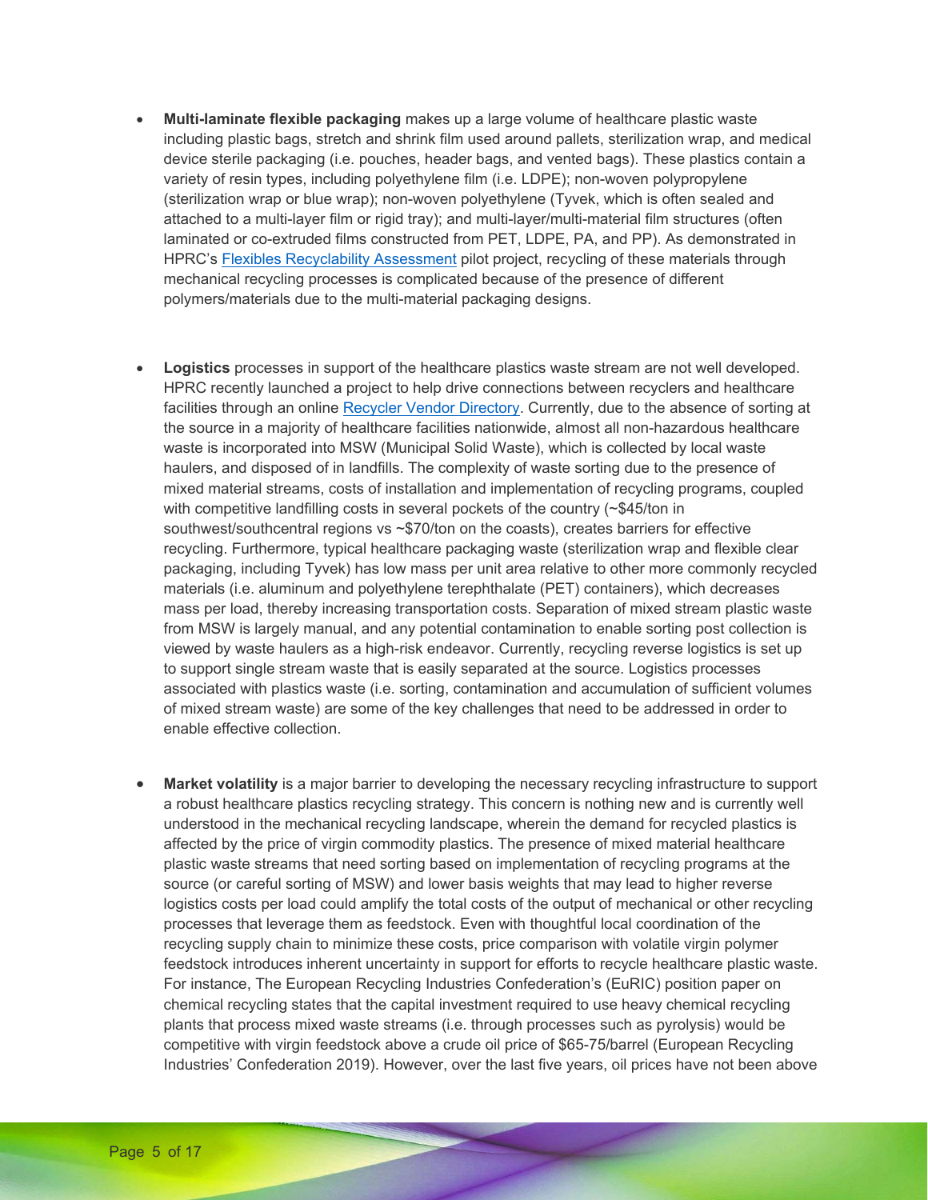- **Multi-laminate flexible packaging** makes up a large volume of healthcare plastic waste including plastic bags, stretch and shrink film used around pallets, sterilization wrap, and medical device sterile packaging (i.e. pouches, header bags, and vented bags). These plastics contain a variety of resin types, including polyethylene film (i.e. LDPE); non-woven polypropylene (sterilization wrap or blue wrap); non-woven polyethylene (Tyvek, which is often sealed and attached to a multi-layer film or rigid tray); and multi-layer/multi-material film structures (often laminated or co-extruded films constructed from PET, LDPE, PA, and PP). As demonstrated in HPRC's Flexibles Recyclability Assessment pilot project, recycling of these materials through mechanical recycling processes is complicated because of the presence of different polymers/materials due to the multi-material packaging designs.

- **Logistics** processes in support of the healthcare plastics waste stream are not well developed. HPRC recently launched a project to help drive connections between recyclers and healthcare facilities through an online Recycler Vendor Directory. Currently, due to the absence of sorting at the source in a majority of healthcare facilities nationwide, almost all non-hazardous healthcare waste is incorporated into MSW (Municipal Solid Waste), which is collected by local waste haulers, and disposed of in landfills. The complexity of waste sorting due to the presence of mixed material streams, costs of installation and implementation of recycling programs, coupled with competitive landfilling costs in several pockets of the country (~$45/ton in southwest/southcentral regions vs ~$70/ton on the coasts), creates barriers for effective recycling. Furthermore, typical healthcare packaging waste (sterilization wrap and flexible clear packaging, including Tyvek) has low mass per unit area relative to other more commonly recycled materials (i.e. aluminum and polyethylene terephthalate (PET) containers), which decreases mass per load, thereby increasing transportation costs. Separation of mixed stream plastic waste from MSW is largely manual, and any potential contamination to enable sorting post collection is viewed by waste haulers as a high-risk endeavor. Currently, recycling reverse logistics is set up to support single stream waste that is easily separated at the source. Logistics processes associated with plastics waste (i.e. sorting, contamination and accumulation of sufficient volumes of mixed stream waste) are some of the key challenges that need to be addressed in order to enable effective collection.

- **Market volatility** is a major barrier to developing the necessary recycling infrastructure to support a robust healthcare plastics recycling strategy. This concern is nothing new and is currently well understood in the mechanical recycling landscape, wherein the demand for recycled plastics is affected by the price of virgin commodity plastics. The presence of mixed material healthcare plastic waste streams that need sorting based on implementation of recycling programs at the source (or careful sorting of MSW) and lower basis weights that may lead to higher reverse logistics costs per load could amplify the total costs of the output of mechanical or other recycling processes that leverage them as feedstock. Even with thoughtful local coordination of the recycling supply chain to minimize these costs, price comparison with volatile virgin polymer feedstock introduces inherent uncertainty in support for efforts to recycle healthcare plastic waste. For instance, The European Recycling Industries Confederation's (EuRIC) position paper on chemical recycling states that the capital investment required to use heavy chemical recycling plants that process mixed waste streams (i.e. through processes such as pyrolysis) would be competitive with virgin feedstock above a crude oil price of $65-75/barrel (European Recycling Industries' Confederation 2019). However, over the last five years, oil prices have not been above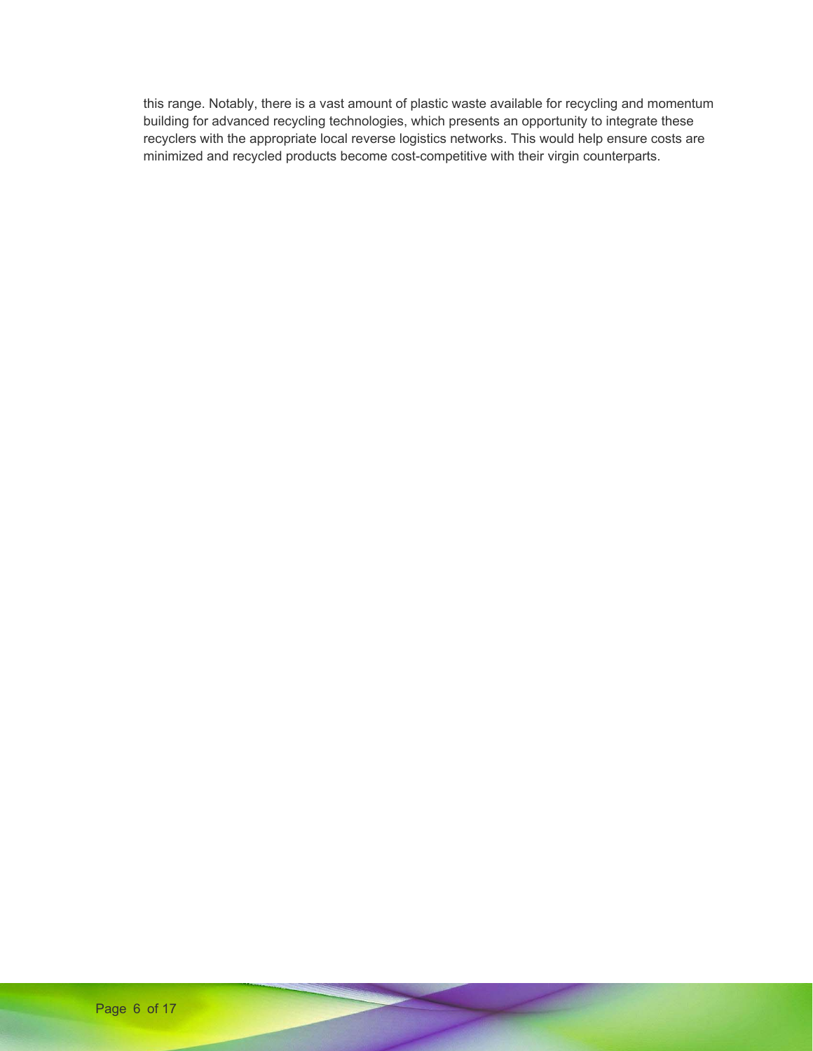this range. Notably, there is a vast amount of plastic waste available for recycling and momentum building for advanced recycling technologies, which presents an opportunity to integrate these recyclers with the appropriate local reverse logistics networks. This would help ensure costs are minimized and recycled products become cost-competitive with their virgin counterparts.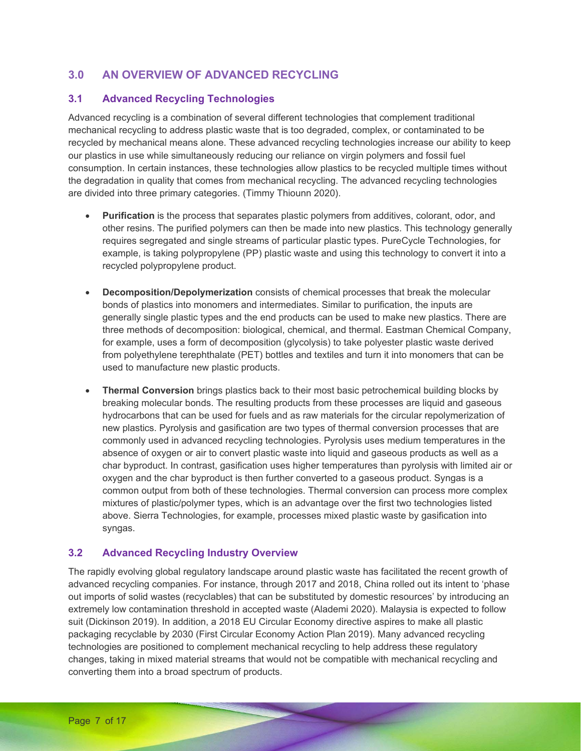## 3.0 AN OVERVIEW OF ADVANCED RECYCLING

### 3.1 Advanced Recycling Technologies

Advanced recycling is a combination of several different technologies that complement traditional mechanical recycling to address plastic waste that is too degraded, complex, or contaminated to be recycled by mechanical means alone. These advanced recycling technologies increase our ability to keep our plastics in use while simultaneously reducing our reliance on virgin polymers and fossil fuel consumption. In certain instances, these technologies allow plastics to be recycled multiple times without the degradation in quality that comes from mechanical recycling. The advanced recycling technologies are divided into three primary categories. (Timmy Thiounn 2020).

- **Purification** is the process that separates plastic polymers from additives, colorant, odor, and other resins. The purified polymers can then be made into new plastics. This technology generally requires segregated and single streams of particular plastic types. PureCycle Technologies, for example, is taking polypropylene (PP) plastic waste and using this technology to convert it into a recycled polypropylene product.

- **Decomposition/Depolymerization** consists of chemical processes that break the molecular bonds of plastics into monomers and intermediates. Similar to purification, the inputs are generally single plastic types and the end products can be used to make new plastics. There are three methods of decomposition: biological, chemical, and thermal. Eastman Chemical Company, for example, uses a form of decomposition (glycolysis) to take polyester plastic waste derived from polyethylene terephthalate (PET) bottles and textiles and turn it into monomers that can be used to manufacture new plastic products.

- **Thermal Conversion** brings plastics back to their most basic petrochemical building blocks by breaking molecular bonds. The resulting products from these processes are liquid and gaseous hydrocarbons that can be used for fuels and as raw materials for the circular repolymerization of new plastics. Pyrolysis and gasification are two types of thermal conversion processes that are commonly used in advanced recycling technologies. Pyrolysis uses medium temperatures in the absence of oxygen or air to convert plastic waste into liquid and gaseous products as well as a char byproduct. In contrast, gasification uses higher temperatures than pyrolysis with limited air or oxygen and the char byproduct is then further converted to a gaseous product. Syngas is a common output from both of these technologies. Thermal conversion can process more complex mixtures of plastic/polymer types, which is an advantage over the first two technologies listed above. Sierra Technologies, for example, processes mixed plastic waste by gasification into syngas.

### 3.2 Advanced Recycling Industry Overview

The rapidly evolving global regulatory landscape around plastic waste has facilitated the recent growth of advanced recycling companies. For instance, through 2017 and 2018, China rolled out its intent to 'phase out imports of solid wastes (recyclables) that can be substituted by domestic resources' by introducing an extremely low contamination threshold in accepted waste (Alademi 2020). Malaysia is expected to follow suit (Dickinson 2019). In addition, a 2018 EU Circular Economy directive aspires to make all plastic packaging recyclable by 2030 (First Circular Economy Action Plan 2019). Many advanced recycling technologies are positioned to complement mechanical recycling to help address these regulatory changes, taking in mixed material streams that would not be compatible with mechanical recycling and converting them into a broad spectrum of products.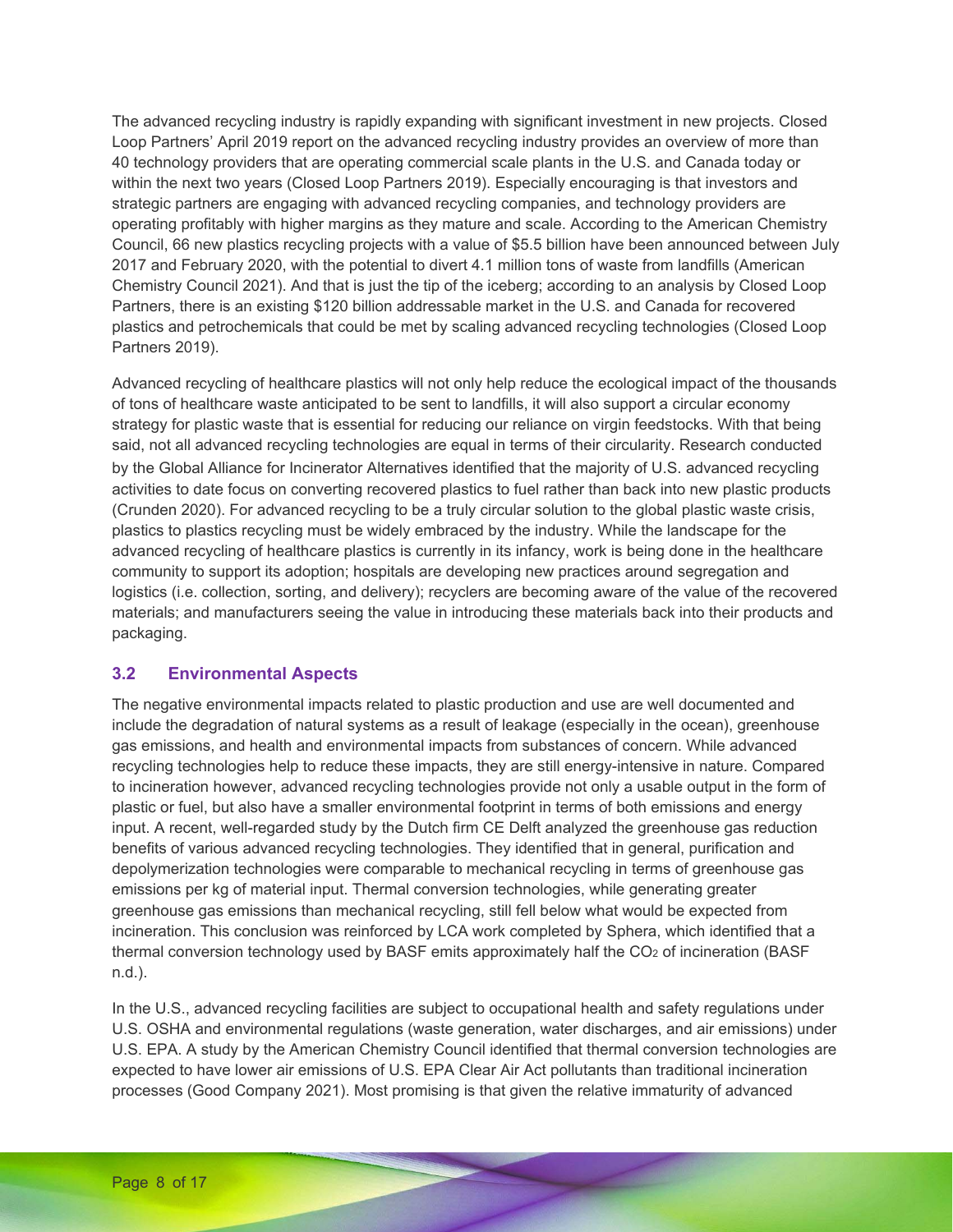The advanced recycling industry is rapidly expanding with significant investment in new projects. Closed Loop Partners' April 2019 report on the advanced recycling industry provides an overview of more than 40 technology providers that are operating commercial scale plants in the U.S. and Canada today or within the next two years (Closed Loop Partners 2019). Especially encouraging is that investors and strategic partners are engaging with advanced recycling companies, and technology providers are operating profitably with higher margins as they mature and scale. According to the American Chemistry Council, 66 new plastics recycling projects with a value of $5.5 billion have been announced between July 2017 and February 2020, with the potential to divert 4.1 million tons of waste from landfills (American Chemistry Council 2021). And that is just the tip of the iceberg; according to an analysis by Closed Loop Partners, there is an existing $120 billion addressable market in the U.S. and Canada for recovered plastics and petrochemicals that could be met by scaling advanced recycling technologies (Closed Loop Partners 2019).

Advanced recycling of healthcare plastics will not only help reduce the ecological impact of the thousands of tons of healthcare waste anticipated to be sent to landfills, it will also support a circular economy strategy for plastic waste that is essential for reducing our reliance on virgin feedstocks. With that being said, not all advanced recycling technologies are equal in terms of their circularity. Research conducted by the Global Alliance for Incinerator Alternatives identified that the majority of U.S. advanced recycling activities to date focus on converting recovered plastics to fuel rather than back into new plastic products (Crunden 2020). For advanced recycling to be a truly circular solution to the global plastic waste crisis, plastics to plastics recycling must be widely embraced by the industry. While the landscape for the advanced recycling of healthcare plastics is currently in its infancy, work is being done in the healthcare community to support its adoption; hospitals are developing new practices around segregation and logistics (i.e. collection, sorting, and delivery); recyclers are becoming aware of the value of the recovered materials; and manufacturers seeing the value in introducing these materials back into their products and packaging.

### 3.2 Environmental Aspects

The negative environmental impacts related to plastic production and use are well documented and include the degradation of natural systems as a result of leakage (especially in the ocean), greenhouse gas emissions, and health and environmental impacts from substances of concern. While advanced recycling technologies help to reduce these impacts, they are still energy-intensive in nature. Compared to incineration however, advanced recycling technologies provide not only a usable output in the form of plastic or fuel, but also have a smaller environmental footprint in terms of both emissions and energy input. A recent, well-regarded study by the Dutch firm CE Delft analyzed the greenhouse gas reduction benefits of various advanced recycling technologies. They identified that in general, purification and depolymerization technologies were comparable to mechanical recycling in terms of greenhouse gas emissions per kg of material input. Thermal conversion technologies, while generating greater greenhouse gas emissions than mechanical recycling, still fell below what would be expected from incineration. This conclusion was reinforced by LCA work completed by Sphera, which identified that a thermal conversion technology used by BASF emits approximately half the $CO_2$ of incineration (BASF n.d.).

In the U.S., advanced recycling facilities are subject to occupational health and safety regulations under U.S. OSHA and environmental regulations (waste generation, water discharges, and air emissions) under U.S. EPA. A study by the American Chemistry Council identified that thermal conversion technologies are expected to have lower air emissions of U.S. EPA Clean Air Act pollutants than traditional incineration processes (Good Company 2021). Most promising is that given the relative immaturity of advanced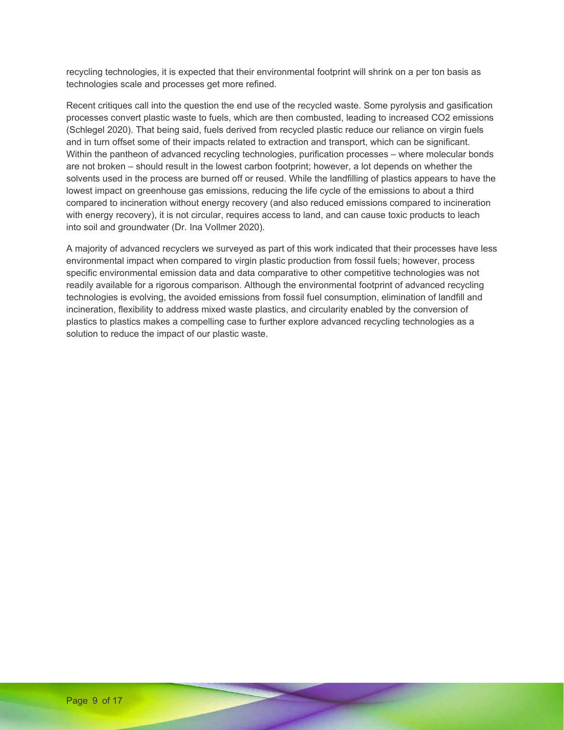recycling technologies, it is expected that their environmental footprint will shrink on a per ton basis as technologies scale and processes get more refined.

Recent critiques call into the question the end use of the recycled waste. Some pyrolysis and gasification processes convert plastic waste to fuels, which are then combusted, leading to increased $CO_2$ emissions (Schlegel 2020). That being said, fuels derived from recycled plastic reduce our reliance on virgin fuels and in turn offset some of their impacts related to extraction and transport, which can be significant. Within the pantheon of advanced recycling technologies, purification processes – where molecular bonds are not broken – should result in the lowest carbon footprint; however, a lot depends on whether the solvents used in the process are burned off or reused. While the landfilling of plastics appears to have the lowest impact on greenhouse gas emissions, reducing the life cycle of the emissions to about a third compared to incineration without energy recovery (and also reduced emissions compared to incineration with energy recovery), it is not circular, requires access to land, and can cause toxic products to leach into soil and groundwater (Dr. Ina Vollmer 2020).

A majority of advanced recyclers we surveyed as part of this work indicated that their processes have less environmental impact when compared to virgin plastic production from fossil fuels; however, process specific environmental emission data and data comparative to other competitive technologies was not readily available for a rigorous comparison. Although the environmental footprint of advanced recycling technologies is evolving, the avoided emissions from fossil fuel consumption, elimination of landfill and incineration, flexibility to address mixed waste plastics, and circularity enabled by the conversion of plastics to plastics makes a compelling case to further explore advanced recycling technologies as a solution to reduce the impact of our plastic waste.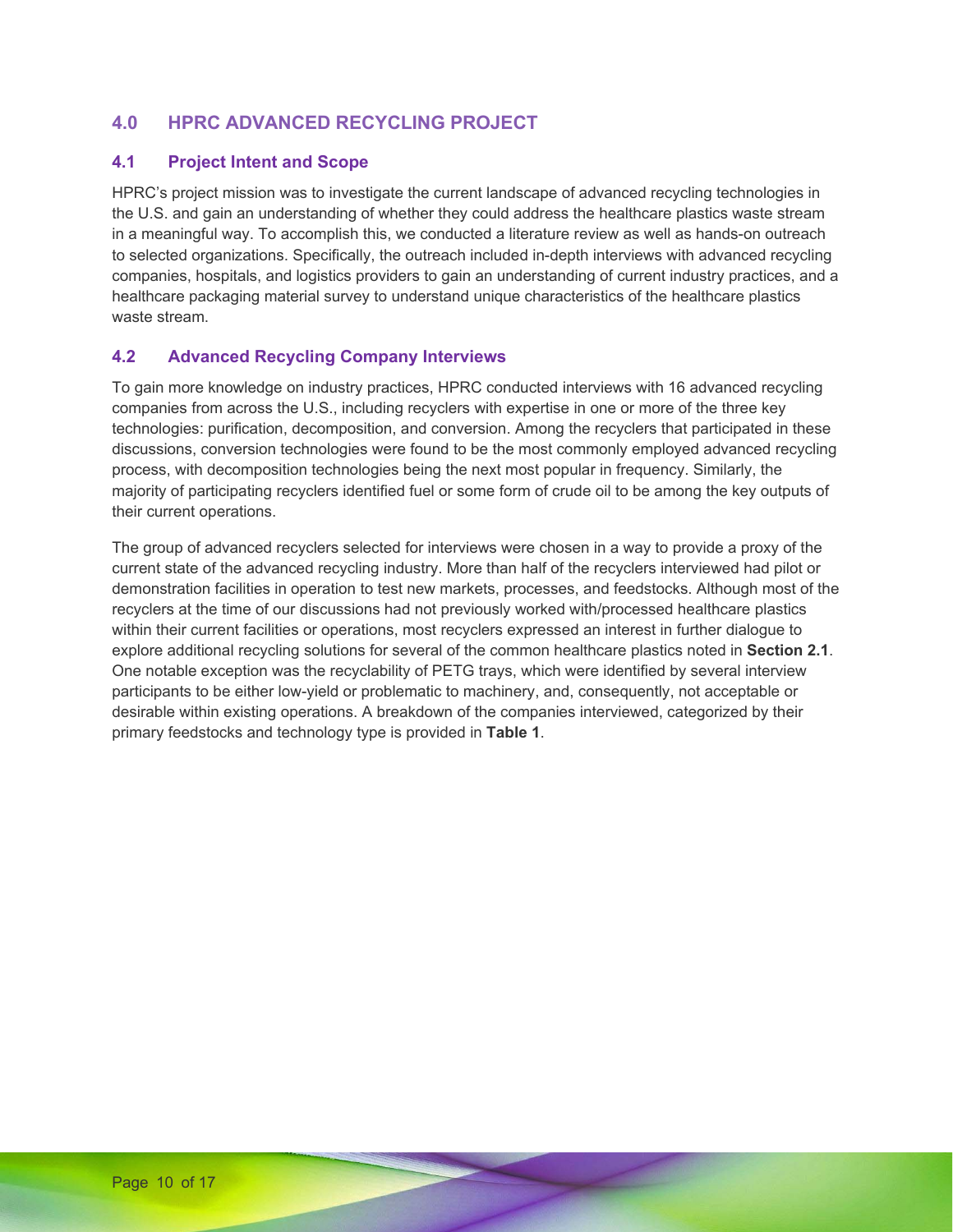## 4.0 HPRC ADVANCED RECYCLING PROJECT

### 4.1 Project Intent and Scope

HPRC's project mission was to investigate the current landscape of advanced recycling technologies in the U.S. and gain an understanding of whether they could address the healthcare plastics waste stream in a meaningful way. To accomplish this, we conducted a literature review as well as hands-on outreach to selected organizations. Specifically, the outreach included in-depth interviews with advanced recycling companies, hospitals, and logistics providers to gain an understanding of current industry practices, and a healthcare packaging material survey to understand unique characteristics of the healthcare plastics waste stream.

### 4.2 Advanced Recycling Company Interviews

To gain more knowledge on industry practices, HPRC conducted interviews with 16 advanced recycling companies from across the U.S., including recyclers with expertise in one or more of the three key technologies: purification, decomposition, and conversion. Among the recyclers that participated in these discussions, conversion technologies were found to be the most commonly employed advanced recycling process, with decomposition technologies being the next most popular in frequency. Similarly, the majority of participating recyclers identified fuel or some form of crude oil to be among the key outputs of their current operations.

The group of advanced recyclers selected for interviews were chosen in a way to provide a proxy of the current state of the advanced recycling industry. More than half of the recyclers interviewed had pilot or demonstration facilities in operation to test new markets, processes, and feedstocks. Although most of the recyclers at the time of our discussions had not previously worked with/processed healthcare plastics within their current facilities or operations, most recyclers expressed an interest in further dialogue to explore additional recycling solutions for several of the common healthcare plastics noted in **Section 2.1**. One notable exception was the recyclability of PETG trays, which were identified by several interview participants to be either low-yield or problematic to machinery, and, consequently, not acceptable or desirable within existing operations. A breakdown of the companies interviewed, categorized by their primary feedstocks and technology type is provided in **Table 1**.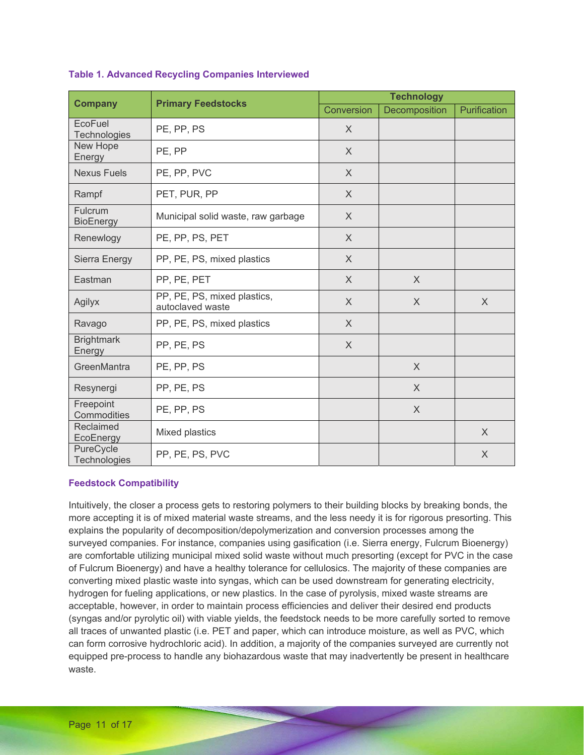**Table 1. Advanced Recycling Companies Interviewed**

| Company | Primary Feedstocks | Technology | | |
|---|---|---|---|---|
| | | Conversion | Decomposition | Purification |
| EcoFuel Technologies | PE, PP, PS | X | | |
| New Hope Energy | PE, PP | X | | |
| Nexus Fuels | PE, PP, PVC | X | | |
| Rampf | PET, PUR, PP | X | | |
| Fulcrum BioEnergy | Municipal solid waste, raw garbage | X | | |
| Renewlogy | PE, PP, PS, PET | X | | |
| Sierra Energy | PP, PE, PS, mixed plastics | X | | |
| Eastman | PP, PE, PET | X | X | |
| Agilyx | PP, PE, PS, mixed plastics, autoclaved waste | X | X | X |
| Ravago | PP, PE, PS, mixed plastics | X | | |
| Brightmark Energy | PP, PE, PS | X | | |
| GreenMantra | PE, PP, PS | | X | |
| Resynergi | PP, PE, PS | | X | |
| Freepoint Commodities | PE, PP, PS | | X | |
| Reclaimed EcoEnergy | Mixed plastics | | | X |
| PureCycle Technologies | PP, PE, PS, PVC | | | X |

**Feedstock Compatibility**

Intuitively, the closer a process gets to restoring polymers to their building blocks by breaking bonds, the more accepting it is of mixed material waste streams, and the less needy it is for rigorous presorting. This explains the popularity of decomposition/depolymerization and conversion processes among the surveyed companies. For instance, companies using gasification (i.e. Sierra energy, Fulcrum Bioenergy) are comfortable utilizing municipal mixed solid waste without much presorting (except for PVC in the case of Fulcrum Bioenergy) and have a healthy tolerance for cellulosics. The majority of these companies are converting mixed plastic waste into syngas, which can be used downstream for generating electricity, hydrogen for fueling applications, or new plastics. In the case of pyrolysis, mixed waste streams are acceptable, however, in order to maintain process efficiencies and deliver their desired end products (syngas and/or pyrolytic oil) with viable yields, the feedstock needs to be more carefully sorted to remove all traces of unwanted plastic (i.e. PET and paper, which can introduce moisture, as well as PVC, which can form corrosive hydrochloric acid). In addition, a majority of the companies surveyed are currently not equipped pre-process to handle any biohazardous waste that may inadvertently be present in healthcare waste.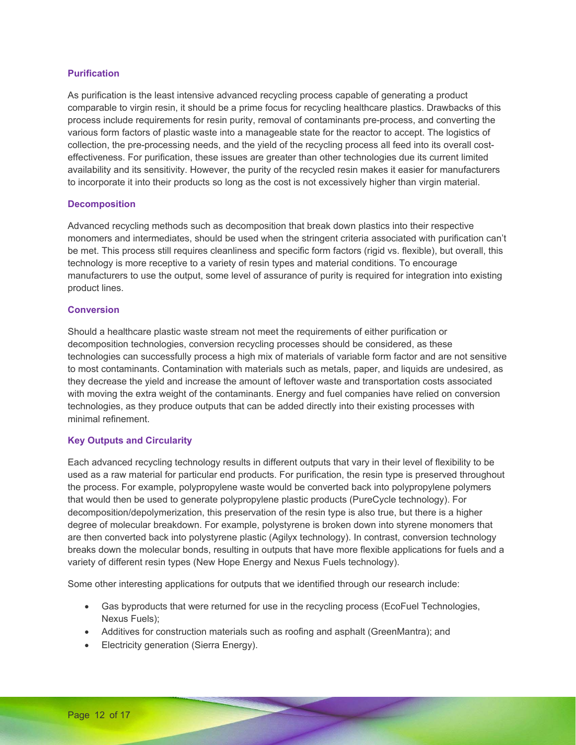### Purification

As purification is the least intensive advanced recycling process capable of generating a product comparable to virgin resin, it should be a prime focus for recycling healthcare plastics. Drawbacks of this process include requirements for resin purity, removal of contaminants pre-process, and converting the various form factors of plastic waste into a manageable state for the reactor to accept. The logistics of collection, the pre-processing needs, and the yield of the recycling process all feed into its overall cost-effectiveness. For purification, these issues are greater than other technologies due its current limited availability and its sensitivity. However, the purity of the recycled resin makes it easier for manufacturers to incorporate it into their products so long as the cost is not excessively higher than virgin material.

### Decomposition

Advanced recycling methods such as decomposition that break down plastics into their respective monomers and intermediates, should be used when the stringent criteria associated with purification can't be met. This process still requires cleanliness and specific form factors (rigid vs. flexible), but overall, this technology is more receptive to a variety of resin types and material conditions. To encourage manufacturers to use the output, some level of assurance of purity is required for integration into existing product lines.

### Conversion

Should a healthcare plastic waste stream not meet the requirements of either purification or decomposition technologies, conversion recycling processes should be considered, as these technologies can successfully process a high mix of materials of variable form factor and are not sensitive to most contaminants. Contamination with materials such as metals, paper, and liquids are undesired, as they decrease the yield and increase the amount of leftover waste and transportation costs associated with moving the extra weight of the contaminants. Energy and fuel companies have relied on conversion technologies, as they produce outputs that can be added directly into their existing processes with minimal refinement.

### Key Outputs and Circularity

Each advanced recycling technology results in different outputs that vary in their level of flexibility to be used as a raw material for particular end products. For purification, the resin type is preserved throughout the process. For example, polypropylene waste would be converted back into polypropylene polymers that would then be used to generate polypropylene plastic products (PureCycle technology). For decomposition/depolymerization, this preservation of the resin type is also true, but there is a higher degree of molecular breakdown. For example, polystyrene is broken down into styrene monomers that are then converted back into polystyrene plastic (Agilyx technology). In contrast, conversion technology breaks down the molecular bonds, resulting in outputs that have more flexible applications for fuels and a variety of different resin types (New Hope Energy and Nexus Fuels technology).

Some other interesting applications for outputs that we identified through our research include:

- Gas byproducts that were returned for use in the recycling process (EcoFuel Technologies, Nexus Fuels);
- Additives for construction materials such as roofing and asphalt (GreenMantra); and
- Electricity generation (Sierra Energy).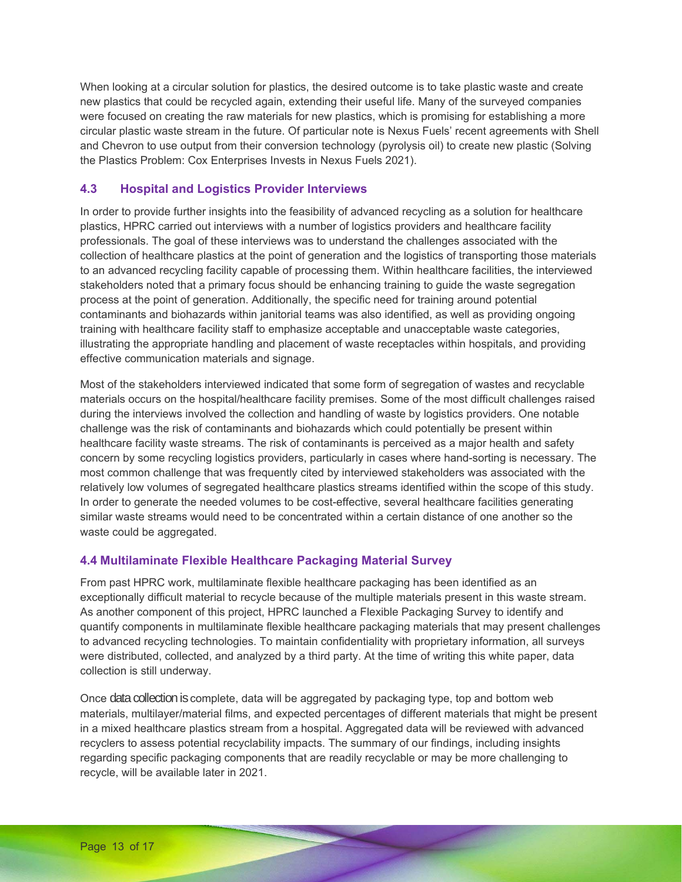When looking at a circular solution for plastics, the desired outcome is to take plastic waste and create new plastics that could be recycled again, extending their useful life. Many of the surveyed companies were focused on creating the raw materials for new plastics, which is promising for establishing a more circular plastic waste stream in the future. Of particular note is Nexus Fuels' recent agreements with Shell and Chevron to use output from their conversion technology (pyrolysis oil) to create new plastic (Solving the Plastics Problem: Cox Enterprises Invests in Nexus Fuels 2021).

### 4.3 Hospital and Logistics Provider Interviews

In order to provide further insights into the feasibility of advanced recycling as a solution for healthcare plastics, HPRC carried out interviews with a number of logistics providers and healthcare facility professionals. The goal of these interviews was to understand the challenges associated with the collection of healthcare plastics at the point of generation and the logistics of transporting those materials to an advanced recycling facility capable of processing them. Within healthcare facilities, the interviewed stakeholders noted that a primary focus should be enhancing training to guide the waste segregation process at the point of generation. Additionally, the specific need for training around potential contaminants and biohazards within janitorial teams was also identified, as well as providing ongoing training with healthcare facility staff to emphasize acceptable and unacceptable waste categories, illustrating the appropriate handling and placement of waste receptacles within hospitals, and providing effective communication materials and signage.

Most of the stakeholders interviewed indicated that some form of segregation of wastes and recyclable materials occurs on the hospital/healthcare facility premises. Some of the most difficult challenges raised during the interviews involved the collection and handling of waste by logistics providers. One notable challenge was the risk of contaminants and biohazards which could potentially be present within healthcare facility waste streams. The risk of contaminants is perceived as a major health and safety concern by some recycling logistics providers, particularly in cases where hand-sorting is necessary. The most common challenge that was frequently cited by interviewed stakeholders was associated with the relatively low volumes of segregated healthcare plastics streams identified within the scope of this study. In order to generate the needed volumes to be cost-effective, several healthcare facilities generating similar waste streams would need to be concentrated within a certain distance of one another so the waste could be aggregated.

### 4.4 Multilaminate Flexible Healthcare Packaging Material Survey

From past HPRC work, multilaminate flexible healthcare packaging has been identified as an exceptionally difficult material to recycle because of the multiple materials present in this waste stream. As another component of this project, HPRC launched a Flexible Packaging Survey to identify and quantify components in multilaminate flexible healthcare packaging materials that may present challenges to advanced recycling technologies. To maintain confidentiality with proprietary information, all surveys were distributed, collected, and analyzed by a third party. At the time of writing this white paper, data collection is still underway.

Once data collection is complete, data will be aggregated by packaging type, top and bottom web materials, multilayer/material films, and expected percentages of different materials that might be present in a mixed healthcare plastics stream from a hospital. Aggregated data will be reviewed with advanced recyclers to assess potential recyclability impacts. The summary of our findings, including insights regarding specific packaging components that are readily recyclable or may be more challenging to recycle, will be available later in 2021.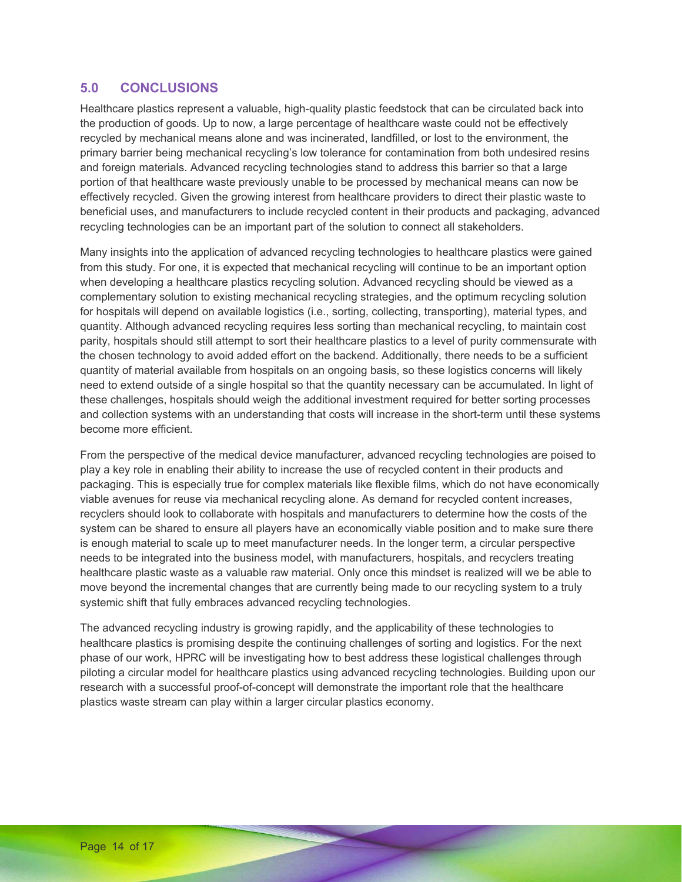## 5.0 CONCLUSIONS

Healthcare plastics represent a valuable, high-quality plastic feedstock that can be circulated back into the production of goods. Up to now, a large percentage of healthcare waste could not be effectively recycled by mechanical means alone and was incinerated, landfilled, or lost to the environment, the primary barrier being mechanical recycling's low tolerance for contamination from both undesired resins and foreign materials. Advanced recycling technologies stand to address this barrier so that a large portion of that healthcare waste previously unable to be processed by mechanical means can now be effectively recycled. Given the growing interest from healthcare providers to direct their plastic waste to beneficial uses, and manufacturers to include recycled content in their products and packaging, advanced recycling technologies can be an important part of the solution to connect all stakeholders.

Many insights into the application of advanced recycling technologies to healthcare plastics were gained from this study. For one, it is expected that mechanical recycling will continue to be an important option when developing a healthcare plastics recycling solution. Advanced recycling should be viewed as a complementary solution to existing mechanical recycling strategies, and the optimum recycling solution for hospitals will depend on available logistics (i.e., sorting, collecting, transporting), material types, and quantity. Although advanced recycling requires less sorting than mechanical recycling, to maintain cost parity, hospitals should still attempt to sort their healthcare plastics to a level of purity commensurate with the chosen technology to avoid added effort on the backend. Additionally, there needs to be a sufficient quantity of material available from hospitals on an ongoing basis, so these logistics concerns will likely need to extend outside of a single hospital so that the quantity necessary can be accumulated. In light of these challenges, hospitals should weigh the additional investment required for better sorting processes and collection systems with an understanding that costs will increase in the short-term until these systems become more efficient.

From the perspective of the medical device manufacturer, advanced recycling technologies are poised to play a key role in enabling their ability to increase the use of recycled content in their products and packaging. This is especially true for complex materials like flexible films, which do not have economically viable avenues for reuse via mechanical recycling alone. As demand for recycled content increases, recyclers should look to collaborate with hospitals and manufacturers to determine how the costs of the system can be shared to ensure all players have an economically viable position and to make sure there is enough material to scale up to meet manufacturer needs. In the longer term, a circular perspective needs to be integrated into the business model, with manufacturers, hospitals, and recyclers treating healthcare plastic waste as a valuable raw material. Only once this mindset is realized will we be able to move beyond the incremental changes that are currently being made to our recycling system to a truly systemic shift that fully embraces advanced recycling technologies.

The advanced recycling industry is growing rapidly, and the applicability of these technologies to healthcare plastics is promising despite the continuing challenges of sorting and logistics. For the next phase of our work, HPRC will be investigating how to best address these logistical challenges through piloting a circular model for healthcare plastics using advanced recycling technologies. Building upon our research with a successful proof-of-concept will demonstrate the important role that the healthcare plastics waste stream can play within a larger circular plastics economy.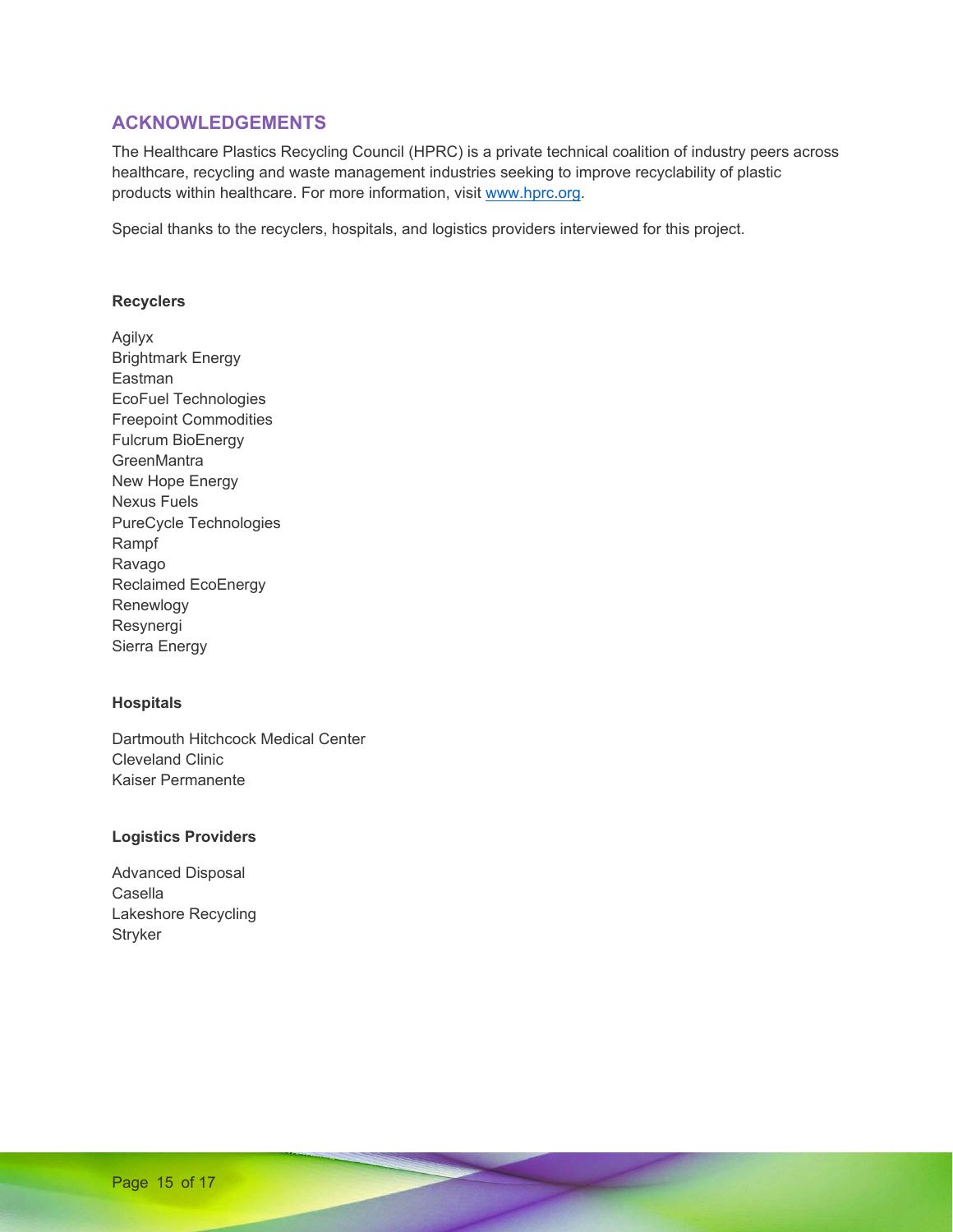## ACKNOWLEDGEMENTS

The Healthcare Plastics Recycling Council (HPRC) is a private technical coalition of industry peers across healthcare, recycling and waste management industries seeking to improve recyclability of plastic products within healthcare. For more information, visit [www.hprc.org](http://www.hprc.org).

Special thanks to the recyclers, hospitals, and logistics providers interviewed for this project.

**Recyclers**

Agilyx
Brightmark Energy
Eastman
EcoFuel Technologies
Freepoint Commodities
Fulcrum BioEnergy
GreenMantra
New Hope Energy
Nexus Fuels
PureCycle Technologies
Rampf
Ravago
Reclaimed EcoEnergy
Renewlogy
Resynergi
Sierra Energy

**Hospitals**

Dartmouth Hitchcock Medical Center
Cleveland Clinic
Kaiser Permanente

**Logistics Providers**

Advanced Disposal
Casella
Lakeshore Recycling
Stryker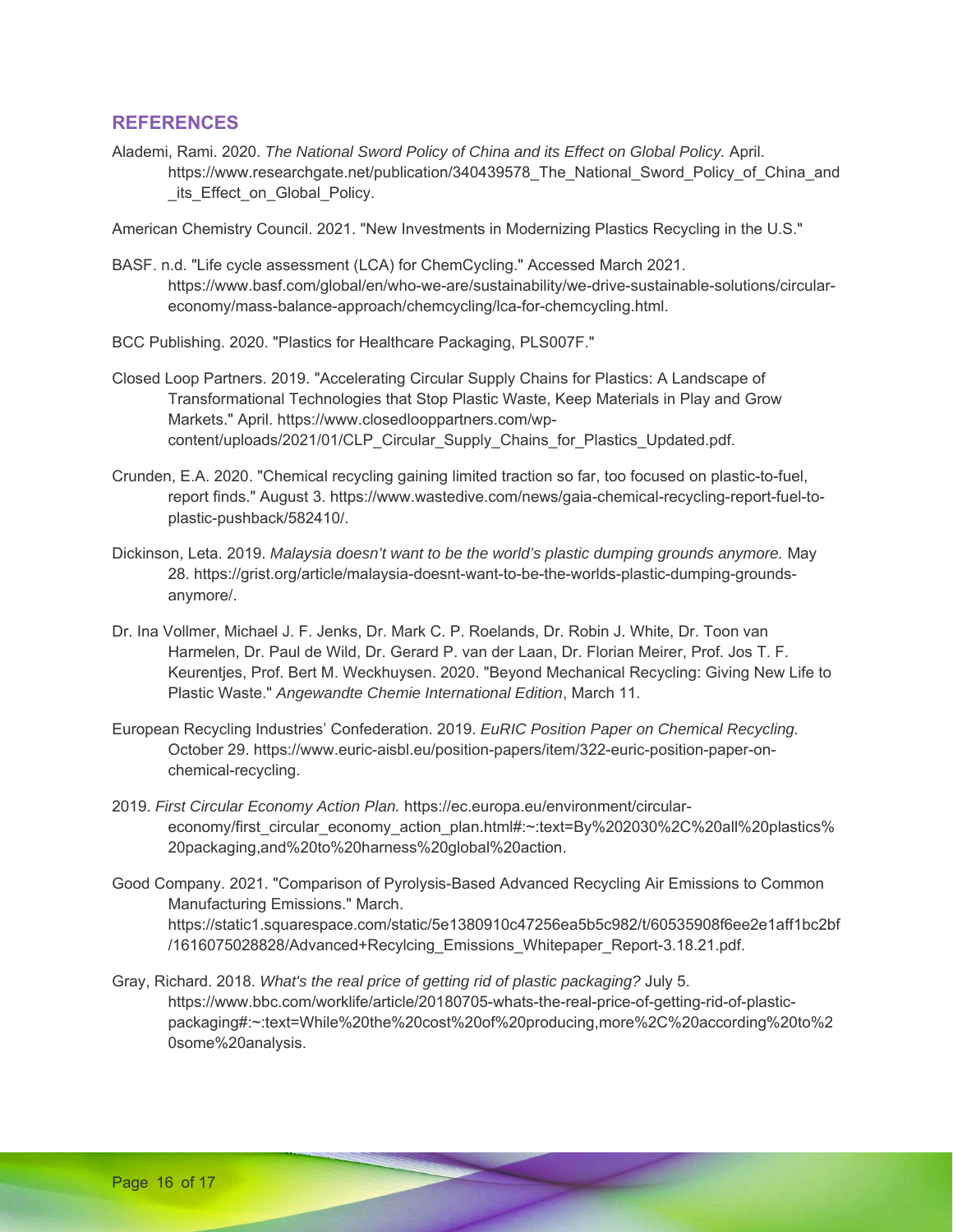## REFERENCES

Alademi, Rami. 2020. *The National Sword Policy of China and its Effect on Global Policy.* April. https://www.researchgate.net/publication/340439578_The_National_Sword_Policy_of_China_and_its_Effect_on_Global_Policy.

American Chemistry Council. 2021. "New Investments in Modernizing Plastics Recycling in the U.S."

BASF. n.d. "Life cycle assessment (LCA) for ChemCycling." Accessed March 2021. https://www.basf.com/global/en/who-we-are/sustainability/we-drive-sustainable-solutions/circular-economy/mass-balance-approach/chemcycling/lca-for-chemcycling.html.

BCC Publishing. 2020. "Plastics for Healthcare Packaging, PLS007F."

Closed Loop Partners. 2019. "Accelerating Circular Supply Chains for Plastics: A Landscape of Transformational Technologies that Stop Plastic Waste, Keep Materials in Play and Grow Markets." April. https://www.closedlooppartners.com/wp-content/uploads/2021/01/CLP_Circular_Supply_Chains_for_Plastics_Updated.pdf.

Crunden, E.A. 2020. "Chemical recycling gaining limited traction so far, too focused on plastic-to-fuel, report finds." August 3. https://www.wastedive.com/news/gaia-chemical-recycling-report-fuel-to-plastic-pushback/582410/.

Dickinson, Leta. 2019. *Malaysia doesn't want to be the world's plastic dumping grounds anymore.* May 28. https://grist.org/article/malaysia-doesnt-want-to-be-the-worlds-plastic-dumping-grounds-anymore/.

Dr. Ina Vollmer, Michael J. F. Jenks, Dr. Mark C. P. Roelands, Dr. Robin J. White, Dr. Toon van Harmelen, Dr. Paul de Wild, Dr. Gerard P. van der Laan, Dr. Florian Meirer, Prof. Jos T. F. Keurentjes, Prof. Bert M. Weckhuysen. 2020. "Beyond Mechanical Recycling: Giving New Life to Plastic Waste." *Angewandte Chemie International Edition*, March 11.

European Recycling Industries' Confederation. 2019. *EuRIC Position Paper on Chemical Recycling.* October 29. https://www.euric-aisbl.eu/position-papers/item/322-euric-position-paper-on-chemical-recycling.

2019. *First Circular Economy Action Plan.* https://ec.europa.eu/environment/circular-economy/first_circular_economy_action_plan.html#:~:text=By%202030%2C%20all%20plastics%20packaging,and%20to%20harness%20global%20action.

Good Company. 2021. "Comparison of Pyrolysis-Based Advanced Recycling Air Emissions to Common Manufacturing Emissions." March. https://static1.squarespace.com/static/5e1380910c47256ea5b5c982/t/60535908f6ee2e1aff1bc2bf/1616075028828/Advanced+Recylcing_Emissions_Whitepaper_Report-3.18.21.pdf.

Gray, Richard. 2018. *What's the real price of getting rid of plastic packaging?* July 5. https://www.bbc.com/worklife/article/20180705-whats-the-real-price-of-getting-rid-of-plastic-packaging#:~:text=While%20the%20cost%20of%20producing,more%2C%20according%20to%20some%20analysis.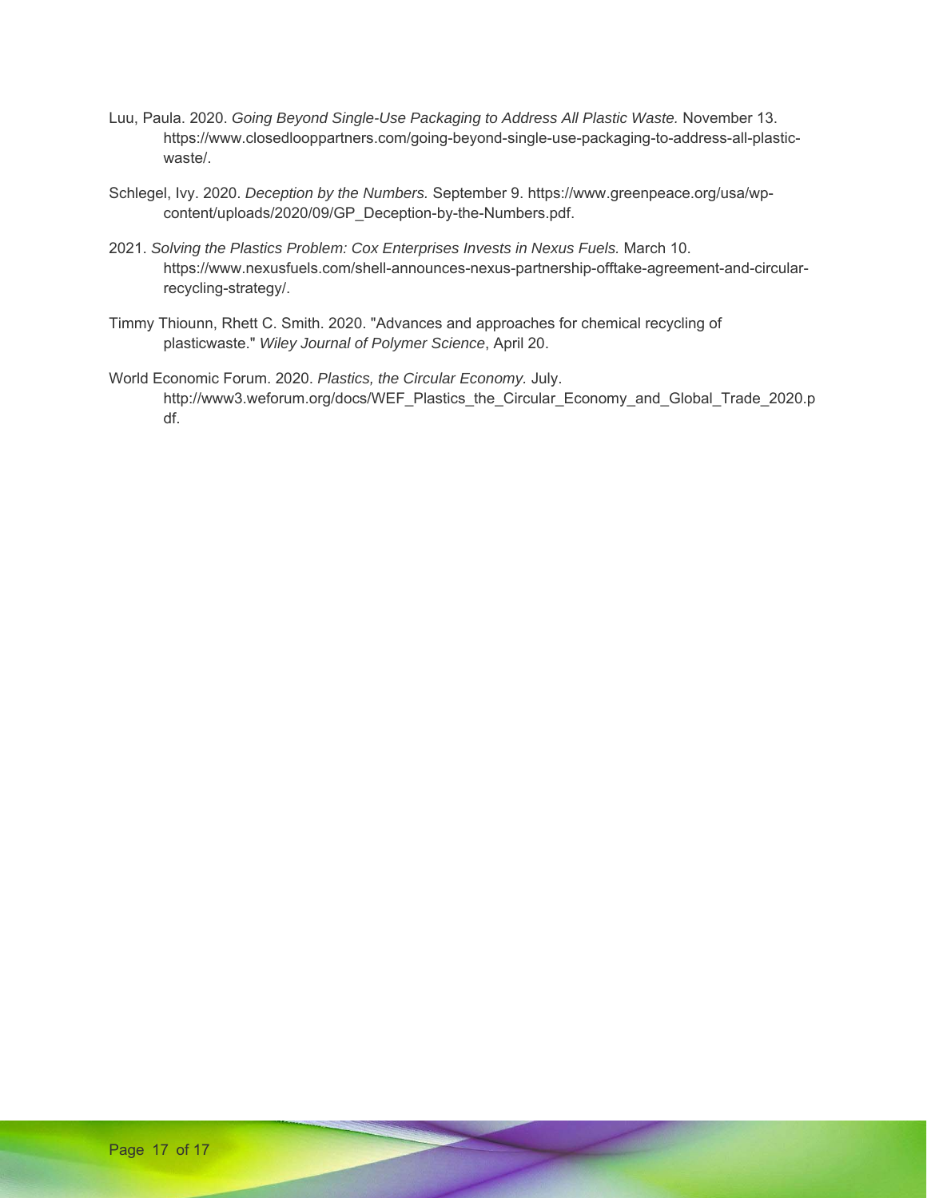Luu, Paula. 2020. *Going Beyond Single-Use Packaging to Address All Plastic Waste.* November 13. https://www.closedlooppartners.com/going-beyond-single-use-packaging-to-address-all-plastic-waste/.

Schlegel, Ivy. 2020. *Deception by the Numbers.* September 9. https://www.greenpeace.org/usa/wp-content/uploads/2020/09/GP_Deception-by-the-Numbers.pdf.

2021. *Solving the Plastics Problem: Cox Enterprises Invests in Nexus Fuels.* March 10. https://www.nexusfuels.com/shell-announces-nexus-partnership-offtake-agreement-and-circular-recycling-strategy/.

Timmy Thiounn, Rhett C. Smith. 2020. "Advances and approaches for chemical recycling of plasticwaste." *Wiley Journal of Polymer Science*, April 20.

World Economic Forum. 2020. *Plastics, the Circular Economy.* July. http://www3.weforum.org/docs/WEF_Plastics_the_Circular_Economy_and_Global_Trade_2020.pdf.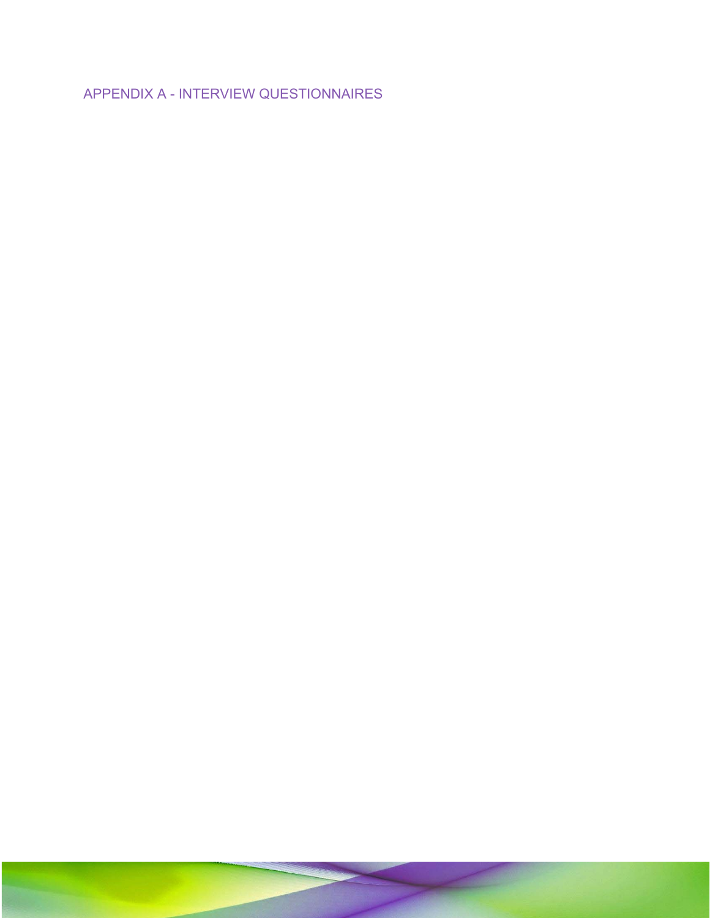# APPENDIX A - INTERVIEW QUESTIONNAIRES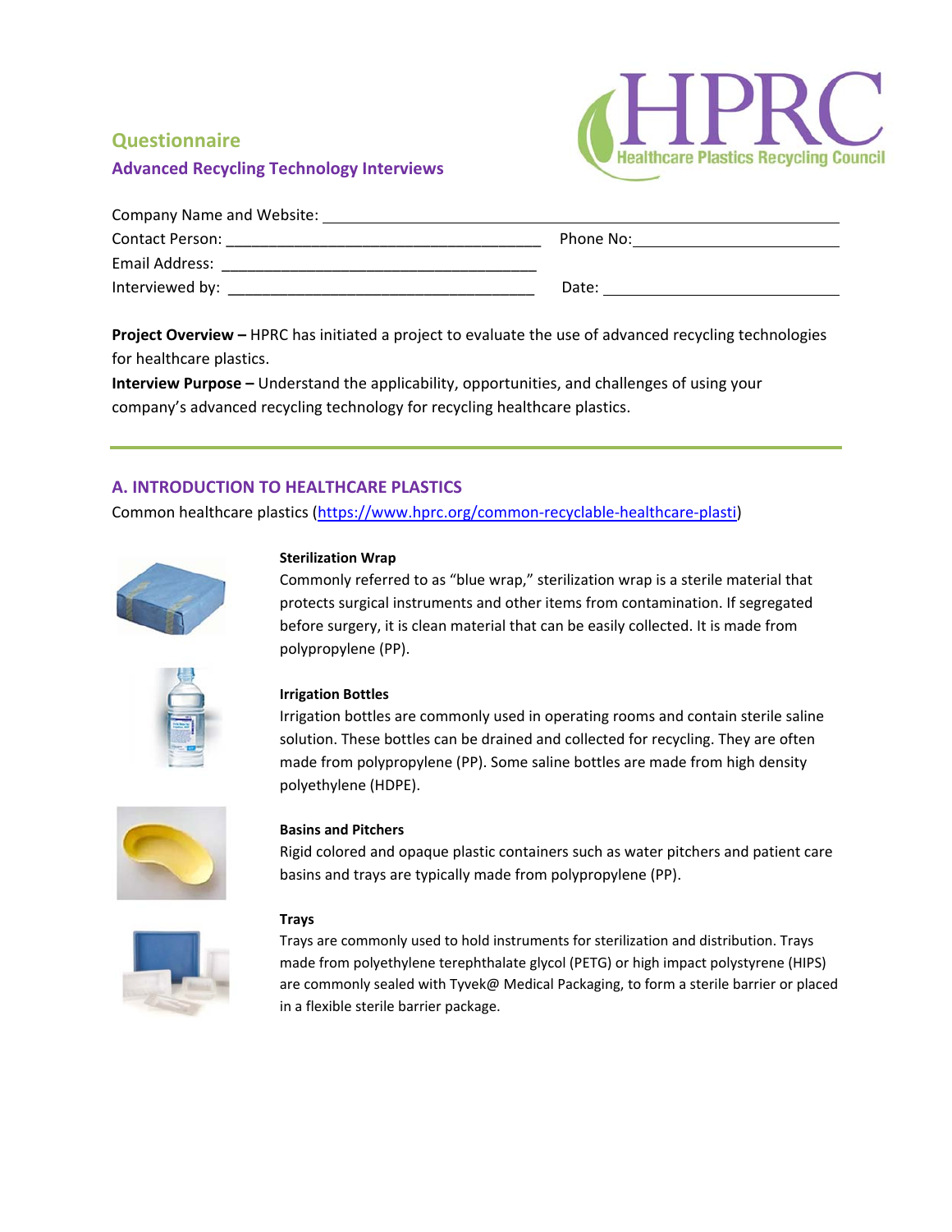## Questionnaire

### Advanced Recycling Technology Interviews

Company Name and Website: ____________________________________________

Contact Person: ______________________________ Phone No: ____________________

Email Address: ______________________________

Interviewed by: ______________________________ Date: ______________________

**Project Overview –** HPRC has initiated a project to evaluate the use of advanced recycling technologies for healthcare plastics.

**Interview Purpose –** Understand the applicability, opportunities, and challenges of using your company's advanced recycling technology for recycling healthcare plastics.

---

## A. INTRODUCTION TO HEALTHCARE PLASTICS

Common healthcare plastics (https://www.hprc.org/common-recyclable-healthcare-plasti)

**Sterilization Wrap**
Commonly referred to as "blue wrap," sterilization wrap is a sterile material that protects surgical instruments and other items from contamination. If segregated before surgery, it is clean material that can be easily collected. It is made from polypropylene (PP).

**Irrigation Bottles**
Irrigation bottles are commonly used in operating rooms and contain sterile saline solution. These bottles can be drained and collected for recycling. They are often made from polypropylene (PP). Some saline bottles are made from high density polyethylene (HDPE).

**Basins and Pitchers**
Rigid colored and opaque plastic containers such as water pitchers and patient care basins and trays are typically made from polypropylene (PP).

**Trays**
Trays are commonly used to hold instruments for sterilization and distribution. Trays made from polyethylene terephthalate glycol (PETG) or high impact polystyrene (HIPS) are commonly sealed with Tyvek@ Medical Packaging, to form a sterile barrier or placed in a flexible sterile barrier package.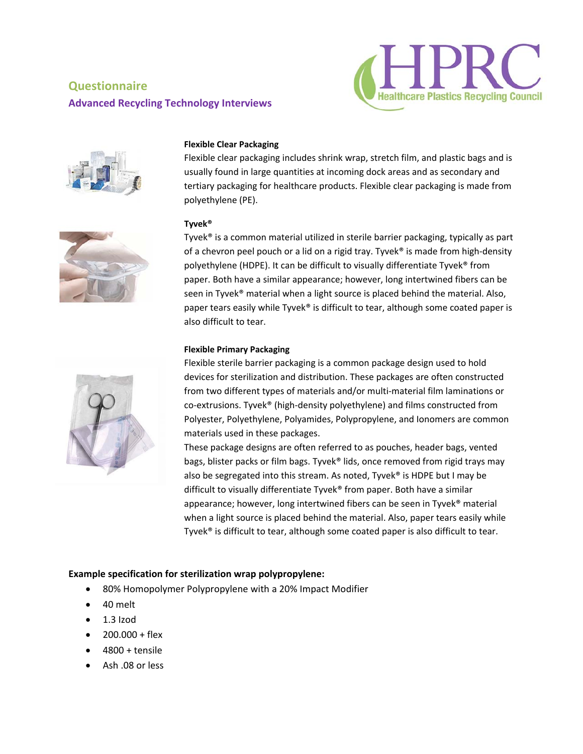## Questionnaire

### Advanced Recycling Technology Interviews

**Flexible Clear Packaging**

Flexible clear packaging includes shrink wrap, stretch film, and plastic bags and is usually found in large quantities at incoming dock areas and as secondary and tertiary packaging for healthcare products. Flexible clear packaging is made from polyethylene (PE).

**Tyvek®**

Tyvek® is a common material utilized in sterile barrier packaging, typically as part of a chevron peel pouch or a lid on a rigid tray. Tyvek® is made from high-density polyethylene (HDPE). It can be difficult to visually differentiate Tyvek® from paper. Both have a similar appearance; however, long intertwined fibers can be seen in Tyvek® material when a light source is placed behind the material. Also, paper tears easily while Tyvek® is difficult to tear, although some coated paper is also difficult to tear.

**Flexible Primary Packaging**

Flexible sterile barrier packaging is a common package design used to hold devices for sterilization and distribution. These packages are often constructed from two different types of materials and/or multi-material film laminations or co-extrusions. Tyvek® (high-density polyethylene) and films constructed from Polyester, Polyethylene, Polyamides, Polypropylene, and Ionomers are common materials used in these packages.

These package designs are often referred to as pouches, header bags, vented bags, blister packs or film bags. Tyvek® lids, once removed from rigid trays may also be segregated into this stream. As noted, Tyvek® is HDPE but I may be difficult to visually differentiate Tyvek® from paper. Both have a similar appearance; however, long intertwined fibers can be seen in Tyvek® material when a light source is placed behind the material. Also, paper tears easily while Tyvek® is difficult to tear, although some coated paper is also difficult to tear.

**Example specification for sterilization wrap polypropylene:**

- 80% Homopolymer Polypropylene with a 20% Impact Modifier
- 40 melt
- 1.3 Izod
- 200.000 + flex
- 4800 + tensile
- Ash .08 or less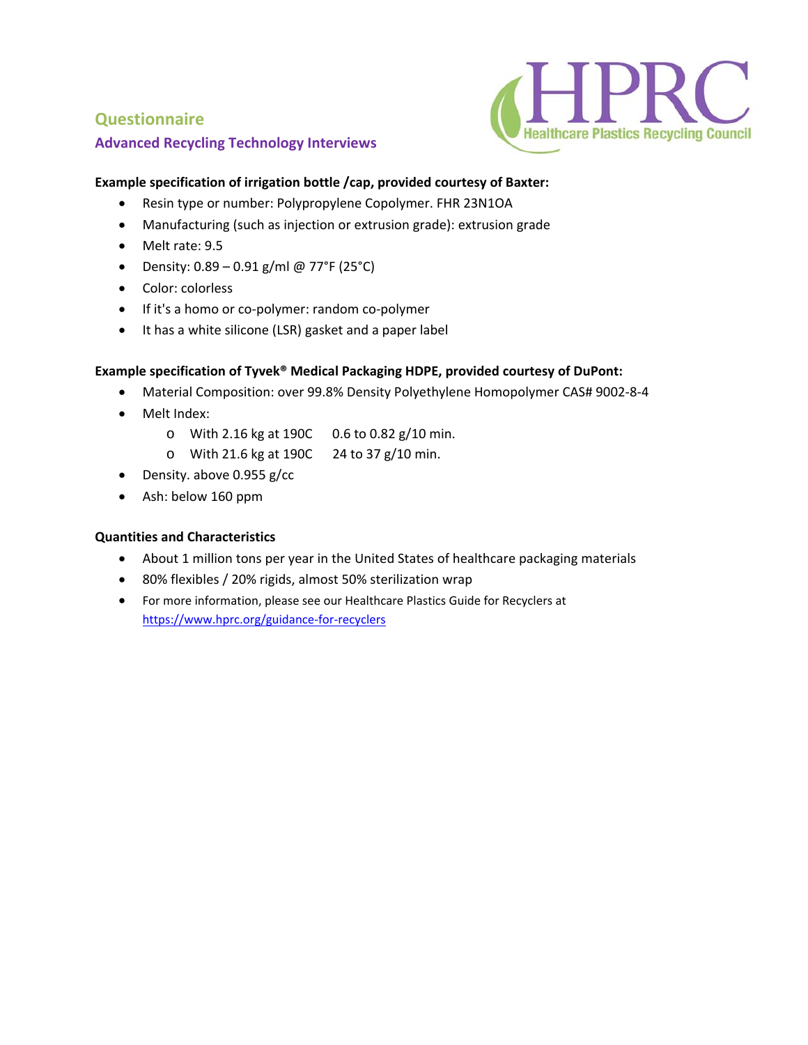## Questionnaire

### Advanced Recycling Technology Interviews

**Example specification of irrigation bottle /cap, provided courtesy of Baxter:**

- Resin type or number: Polypropylene Copolymer. FHR 23N1OA
- Manufacturing (such as injection or extrusion grade): extrusion grade
- Melt rate: 9.5
- Density: 0.89 – 0.91 g/ml @ 77°F (25°C)
- Color: colorless
- If it's a homo or co-polymer: random co-polymer
- It has a white silicone (LSR) gasket and a paper label

**Example specification of Tyvek® Medical Packaging HDPE, provided courtesy of DuPont:**

- Material Composition: over 99.8% Density Polyethylene Homopolymer CAS# 9002-8-4
- Melt Index:
  - With 2.16 kg at 190C 0.6 to 0.82 g/10 min.
  - With 21.6 kg at 190C 24 to 37 g/10 min.
- Density. above 0.955 g/cc
- Ash: below 160 ppm

**Quantities and Characteristics**

- About 1 million tons per year in the United States of healthcare packaging materials
- 80% flexibles / 20% rigids, almost 50% sterilization wrap
- For more information, please see our Healthcare Plastics Guide for Recyclers at https://www.hprc.org/guidance-for-recyclers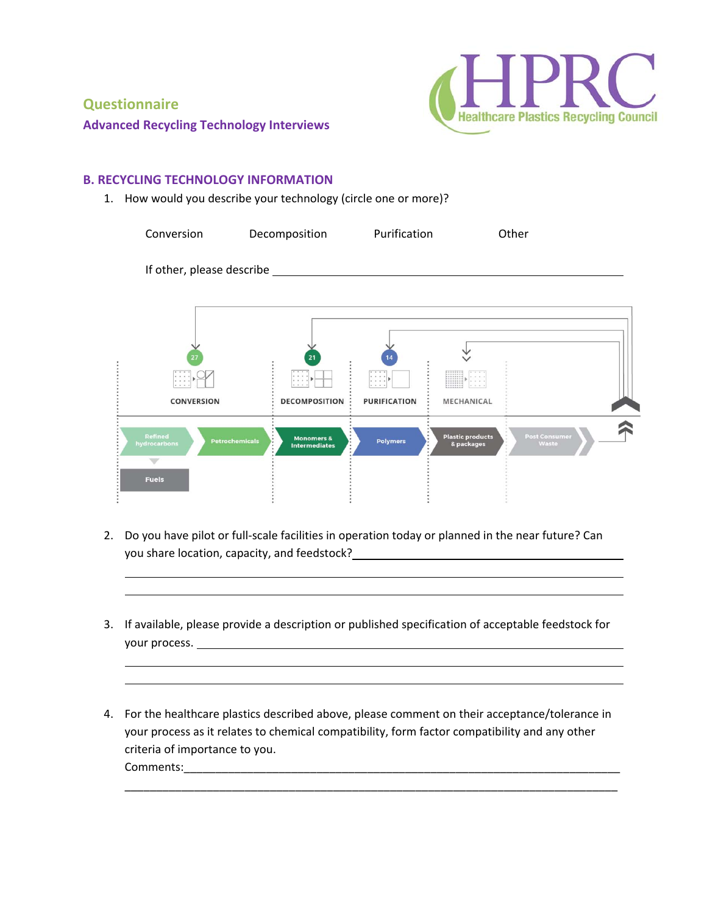## Questionnaire

**Advanced Recycling Technology Interviews**

### B. RECYCLING TECHNOLOGY INFORMATION

1. How would you describe your technology (circle one or more)?

   Conversion        Decomposition        Purification        Other

   If other, please describe ______________________________________________

   CONVERSION (27) | DECOMPOSITION (21) | PURIFICATION (14) | MECHANICAL

   Refined hydrocarbons → Petrochemicals → Monomers & Intermediates → Polymers → Plastic products & packages → Post Consumer Waste

   Fuels

2. Do you have pilot or full-scale facilities in operation today or planned in the near future? Can you share location, capacity, and feedstock?______________________________________________

   ______________________________________________

   ______________________________________________

3. If available, please provide a description or published specification of acceptable feedstock for your process. ______________________________________________

   ______________________________________________

   ______________________________________________

4. For the healthcare plastics described above, please comment on their acceptance/tolerance in your process as it relates to chemical compatibility, form factor compatibility and any other criteria of importance to you.

   Comments:______________________________________________

   ______________________________________________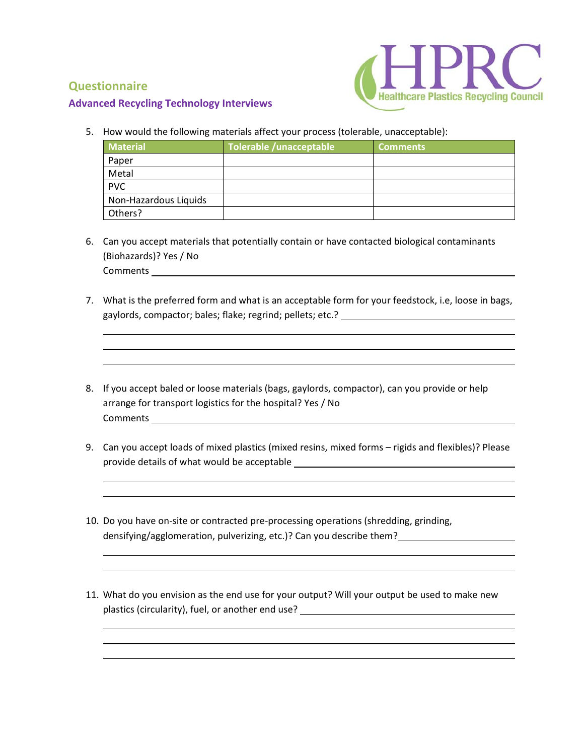## Questionnaire

### Advanced Recycling Technology Interviews

5. How would the following materials affect your process (tolerable, unacceptable):

| Material | Tolerable /unacceptable | Comments |
|---|---|---|
| Paper | | |
| Metal | | |
| PVC | | |
| Non-Hazardous Liquids | | |
| Others? | | |

6. Can you accept materials that potentially contain or have contacted biological contaminants (Biohazards)? Yes / No
   Comments \_\_\_\_\_\_\_\_\_\_\_\_\_\_\_\_\_\_\_\_\_\_\_\_\_\_\_\_\_\_\_\_\_\_\_\_\_\_\_\_

7. What is the preferred form and what is an acceptable form for your feedstock, i.e, loose in bags, gaylords, compactor; bales; flake; regrind; pellets; etc.? \_\_\_\_\_\_\_\_\_\_\_\_\_\_\_\_\_\_\_\_\_\_\_\_

8. If you accept baled or loose materials (bags, gaylords, compactor), can you provide or help arrange for transport logistics for the hospital? Yes / No
   Comments \_\_\_\_\_\_\_\_\_\_\_\_\_\_\_\_\_\_\_\_\_\_\_\_\_\_\_\_\_\_\_\_\_\_\_\_\_\_\_\_

9. Can you accept loads of mixed plastics (mixed resins, mixed forms – rigids and flexibles)? Please provide details of what would be acceptable \_\_\_\_\_\_\_\_\_\_\_\_\_\_\_\_\_\_\_\_\_\_\_\_

10. Do you have on-site or contracted pre-processing operations (shredding, grinding, densifying/agglomeration, pulverizing, etc.)? Can you describe them? \_\_\_\_\_\_\_\_\_\_\_\_\_\_\_\_\_\_\_\_\_\_\_\_

11. What do you envision as the end use for your output? Will your output be used to make new plastics (circularity), fuel, or another end use? \_\_\_\_\_\_\_\_\_\_\_\_\_\_\_\_\_\_\_\_\_\_\_\_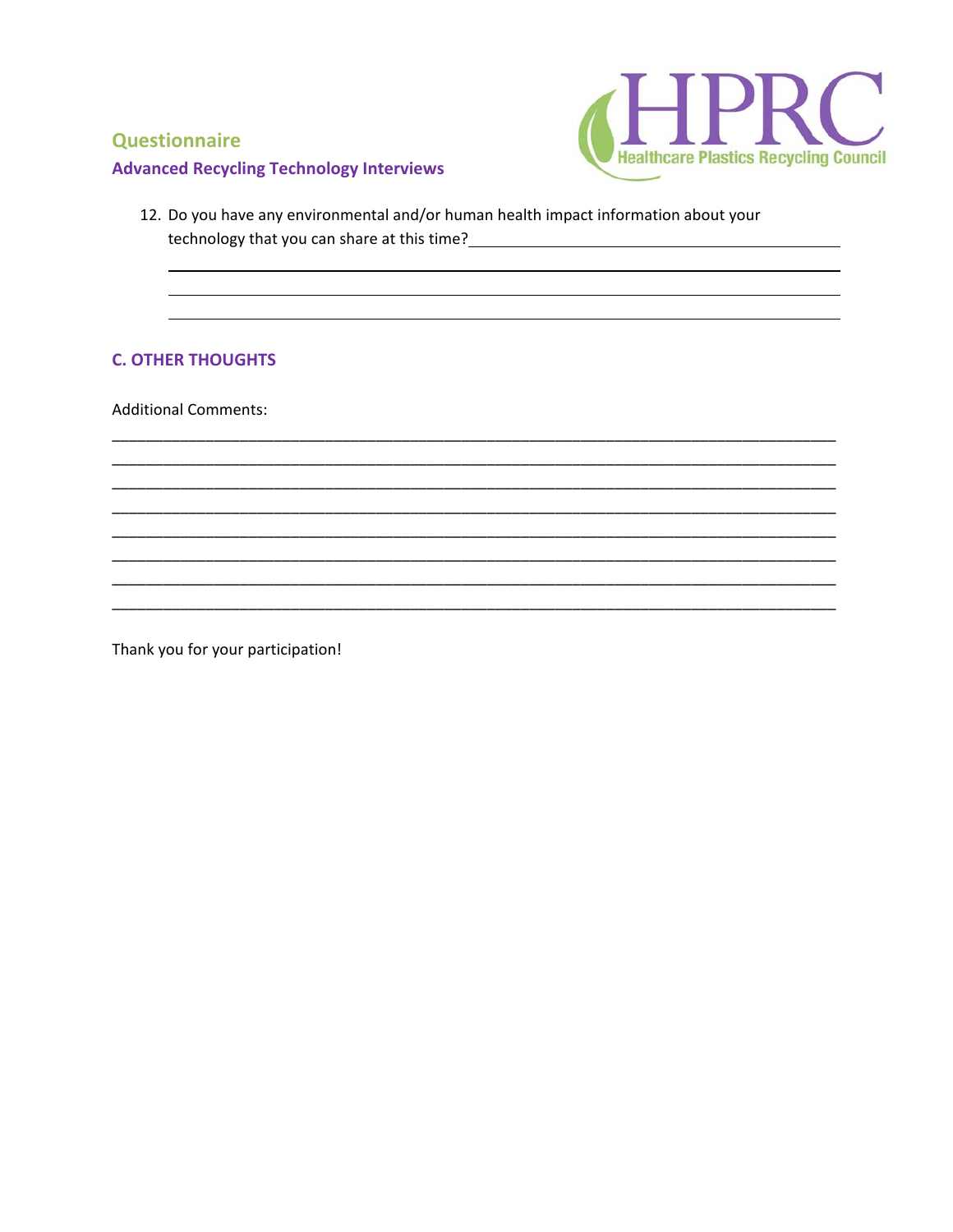## Questionnaire

### Advanced Recycling Technology Interviews

12. Do you have any environmental and/or human health impact information about your technology that you can share at this time?\_\_\_\_\_\_\_\_\_\_\_\_\_\_\_\_\_\_\_\_\_\_\_\_\_\_\_\_\_\_\_\_\_\_\_\_\_\_\_\_\_\_\_\_

### C. OTHER THOUGHTS

Additional Comments:

Thank you for your participation!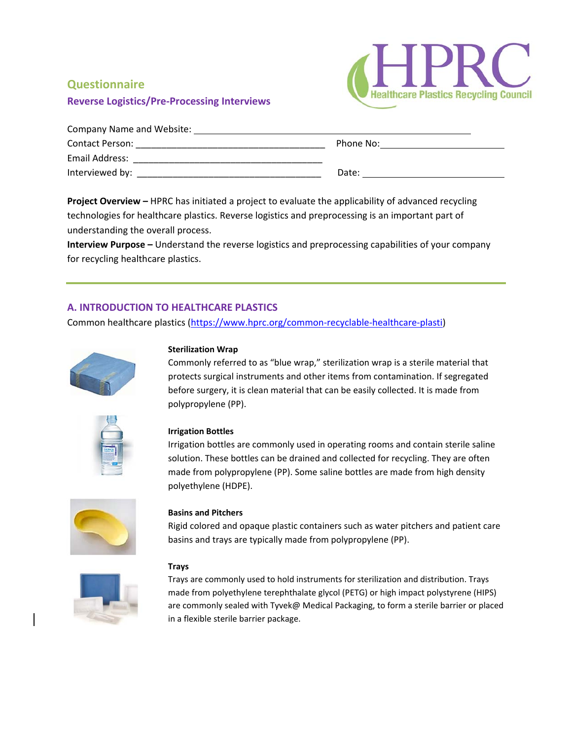## Questionnaire

### Reverse Logistics/Pre-Processing Interviews

Company Name and Website: ______________________________________________

Contact Person: ____________________________________ Phone No: ________________________

Email Address: ____________________________________

Interviewed by: ____________________________________ Date: ____________________________

**Project Overview –** HPRC has initiated a project to evaluate the applicability of advanced recycling technologies for healthcare plastics. Reverse logistics and preprocessing is an important part of understanding the overall process.

**Interview Purpose –** Understand the reverse logistics and preprocessing capabilities of your company for recycling healthcare plastics.

---

## A. INTRODUCTION TO HEALTHCARE PLASTICS

Common healthcare plastics (https://www.hprc.org/common-recyclable-healthcare-plasti)

**Sterilization Wrap**

Commonly referred to as "blue wrap," sterilization wrap is a sterile material that protects surgical instruments and other items from contamination. If segregated before surgery, it is clean material that can be easily collected. It is made from polypropylene (PP).

**Irrigation Bottles**

Irrigation bottles are commonly used in operating rooms and contain sterile saline solution. These bottles can be drained and collected for recycling. They are often made from polypropylene (PP). Some saline bottles are made from high density polyethylene (HDPE).

**Basins and Pitchers**

Rigid colored and opaque plastic containers such as water pitchers and patient care basins and trays are typically made from polypropylene (PP).

**Trays**

Trays are commonly used to hold instruments for sterilization and distribution. Trays made from polyethylene terephthalate glycol (PETG) or high impact polystyrene (HIPS) are commonly sealed with Tyvek@ Medical Packaging, to form a sterile barrier or placed in a flexible sterile barrier package.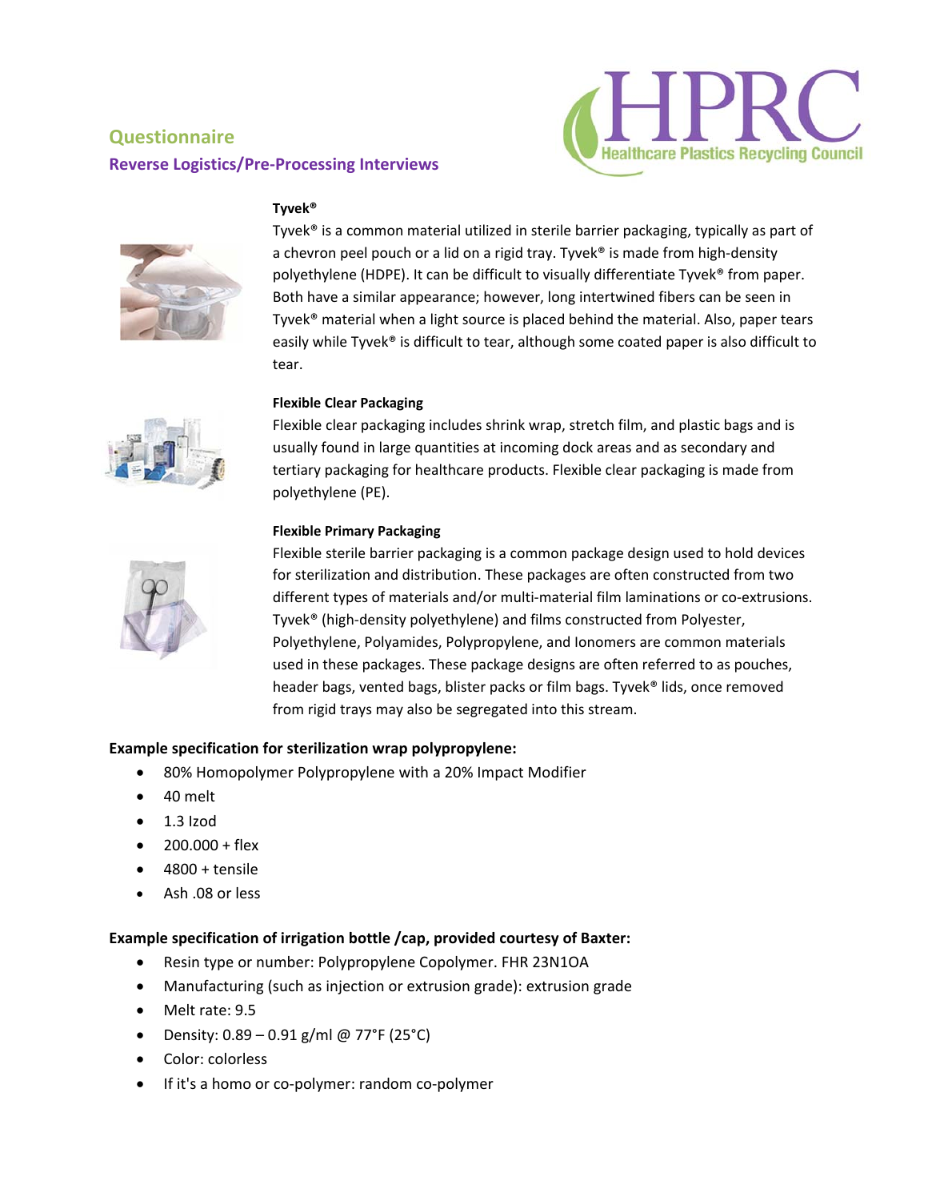## Questionnaire

### Reverse Logistics/Pre-Processing Interviews

**Tyvek®**

Tyvek® is a common material utilized in sterile barrier packaging, typically as part of a chevron peel pouch or a lid on a rigid tray. Tyvek® is made from high-density polyethylene (HDPE). It can be difficult to visually differentiate Tyvek® from paper. Both have a similar appearance; however, long intertwined fibers can be seen in Tyvek® material when a light source is placed behind the material. Also, paper tears easily while Tyvek® is difficult to tear, although some coated paper is also difficult to tear.

**Flexible Clear Packaging**

Flexible clear packaging includes shrink wrap, stretch film, and plastic bags and is usually found in large quantities at incoming dock areas and as secondary and tertiary packaging for healthcare products. Flexible clear packaging is made from polyethylene (PE).

**Flexible Primary Packaging**

Flexible sterile barrier packaging is a common package design used to hold devices for sterilization and distribution. These packages are often constructed from two different types of materials and/or multi-material film laminations or co-extrusions. Tyvek® (high-density polyethylene) and films constructed from Polyester, Polyethylene, Polyamides, Polypropylene, and Ionomers are common materials used in these packages. These package designs are often referred to as pouches, header bags, vented bags, blister packs or film bags. Tyvek® lids, once removed from rigid trays may also be segregated into this stream.

**Example specification for sterilization wrap polypropylene:**

- 80% Homopolymer Polypropylene with a 20% Impact Modifier
- 40 melt
- 1.3 Izod
- 200.000 + flex
- 4800 + tensile
- Ash .08 or less

**Example specification of irrigation bottle /cap, provided courtesy of Baxter:**

- Resin type or number: Polypropylene Copolymer. FHR 23N1OA
- Manufacturing (such as injection or extrusion grade): extrusion grade
- Melt rate: 9.5
- Density: 0.89 – 0.91 g/ml @ 77°F (25°C)
- Color: colorless
- If it's a homo or co-polymer: random co-polymer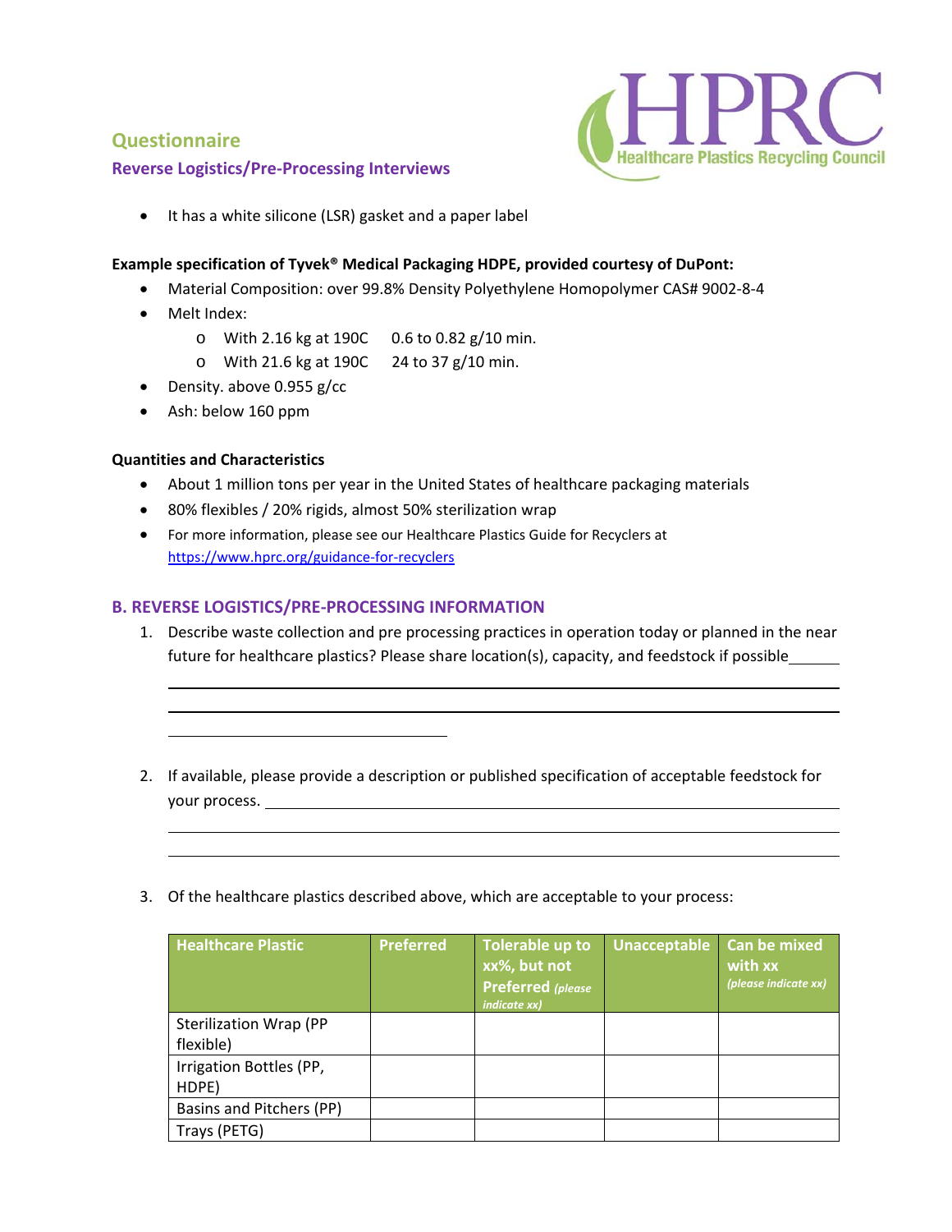## Questionnaire

### Reverse Logistics/Pre-Processing Interviews

- It has a white silicone (LSR) gasket and a paper label

**Example specification of Tyvek® Medical Packaging HDPE, provided courtesy of DuPont:**

- Material Composition: over 99.8% Density Polyethylene Homopolymer CAS# 9002-8-4
- Melt Index:
  - With 2.16 kg at 190C 0.6 to 0.82 g/10 min.
  - With 21.6 kg at 190C 24 to 37 g/10 min.
- Density. above 0.955 g/cc
- Ash: below 160 ppm

**Quantities and Characteristics**

- About 1 million tons per year in the United States of healthcare packaging materials
- 80% flexibles / 20% rigids, almost 50% sterilization wrap
- For more information, please see our Healthcare Plastics Guide for Recyclers at https://www.hprc.org/guidance-for-recyclers

## B. REVERSE LOGISTICS/PRE-PROCESSING INFORMATION

1. Describe waste collection and pre processing practices in operation today or planned in the near future for healthcare plastics? Please share location(s), capacity, and feedstock if possible\_\_\_\_\_\_

2. If available, please provide a description or published specification of acceptable feedstock for your process. \_\_\_\_\_\_

3. Of the healthcare plastics described above, which are acceptable to your process:

| Healthcare Plastic | Preferred | Tolerable up to xx%, but not Preferred *(please indicate xx)* | Unacceptable | Can be mixed with xx *(please indicate xx)* |
|---|---|---|---|---|
| Sterilization Wrap (PP flexible) | | | | |
| Irrigation Bottles (PP, HDPE) | | | | |
| Basins and Pitchers (PP) | | | | |
| Trays (PETG) | | | | |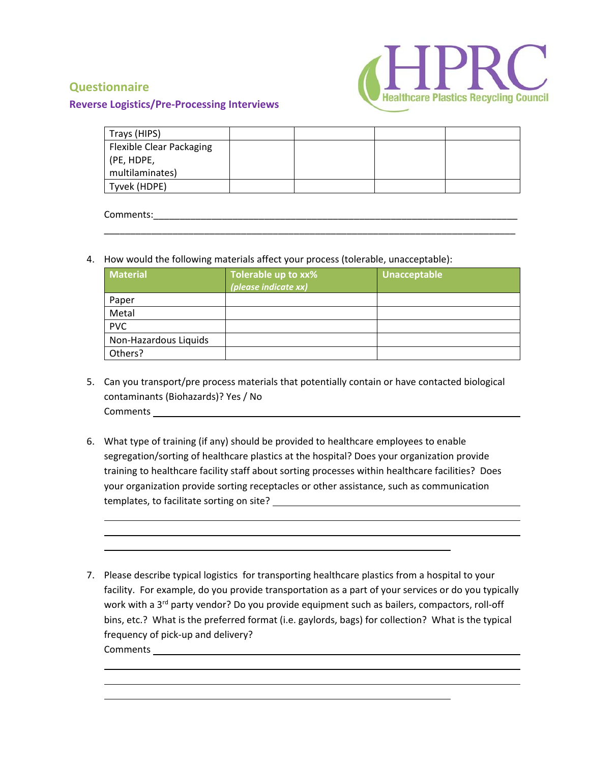## Questionnaire

### Reverse Logistics/Pre-Processing Interviews

| | | | | |
|---|---|---|---|---|
| Trays (HIPS) | | | | |
| Flexible Clear Packaging (PE, HDPE, multilaminates) | | | | |
| Tyvek (HDPE) | | | | |

Comments:___________________________________________________________________________

___________________________________________________________________________________

4. How would the following materials affect your process (tolerable, unacceptable):

| Material | Tolerable up to xx% *(please indicate xx)* | Unacceptable |
|---|---|---|
| Paper | | |
| Metal | | |
| PVC | | |
| Non-Hazardous Liquids | | |
| Others? | | |

5. Can you transport/pre process materials that potentially contain or have contacted biological contaminants (Biohazards)? Yes / No
   Comments ___________________________________________________________________

6. What type of training (if any) should be provided to healthcare employees to enable segregation/sorting of healthcare plastics at the hospital? Does your organization provide training to healthcare facility staff about sorting processes within healthcare facilities? Does your organization provide sorting receptacles or other assistance, such as communication templates, to facilitate sorting on site? ___________________________________________

   ___________________________________________________________________________

   ___________________________________________________________________________

   ___________________________________________________________________

7. Please describe typical logistics for transporting healthcare plastics from a hospital to your facility. For example, do you provide transportation as a part of your services or do you typically work with a 3rd party vendor? Do you provide equipment such as bailers, compactors, roll-off bins, etc.? What is the preferred format (i.e. gaylords, bags) for collection? What is the typical frequency of pick-up and delivery?
   Comments ___________________________________________________________________

   ___________________________________________________________________________

   ___________________________________________________________________________

   ___________________________________________________________________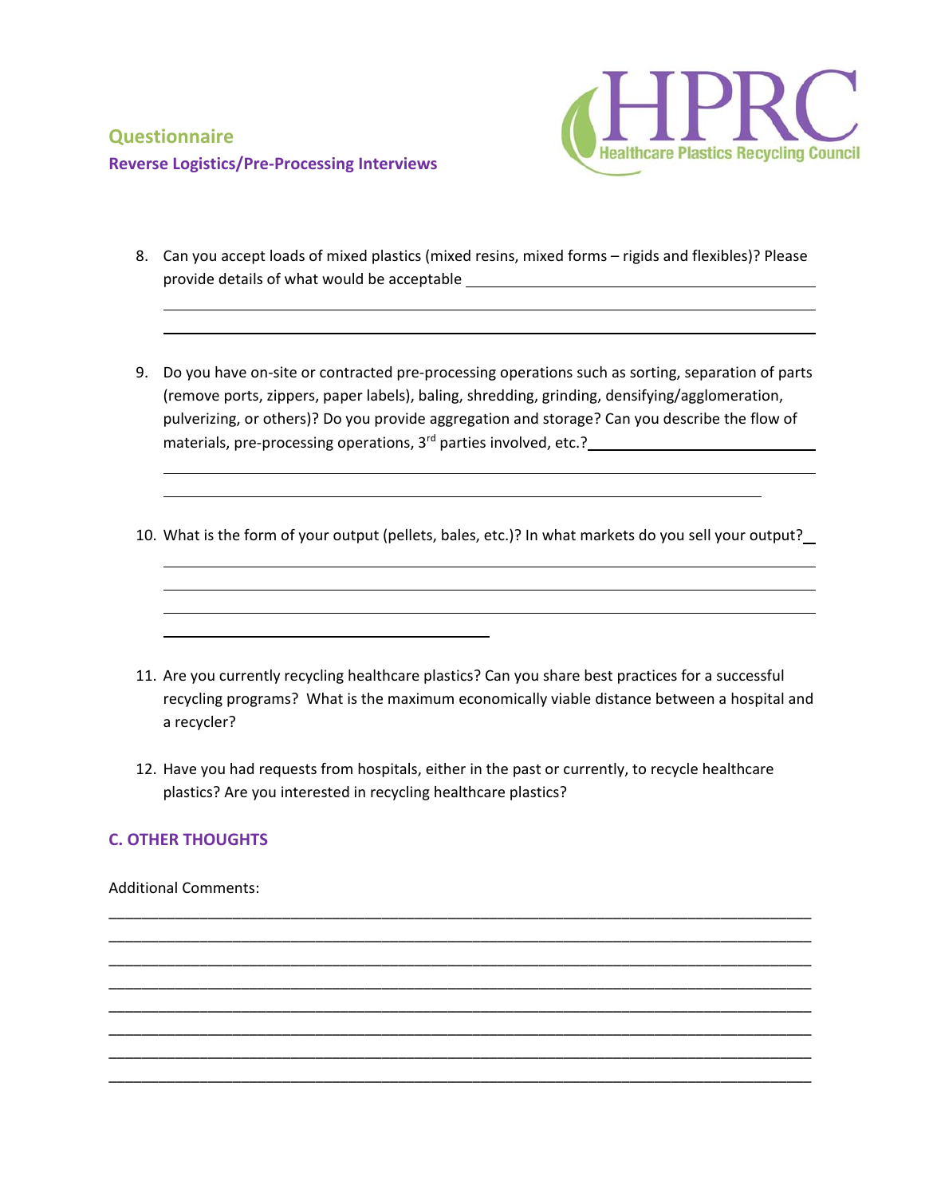**Questionnaire**

**Reverse Logistics/Pre-Processing Interviews**

8. Can you accept loads of mixed plastics (mixed resins, mixed forms – rigids and flexibles)? Please provide details of what would be acceptable

9. Do you have on-site or contracted pre-processing operations such as sorting, separation of parts (remove ports, zippers, paper labels), baling, shredding, grinding, densifying/agglomeration, pulverizing, or others)? Do you provide aggregation and storage? Can you describe the flow of materials, pre-processing operations, 3rd parties involved, etc.?

10. What is the form of your output (pellets, bales, etc.)? In what markets do you sell your output?

11. Are you currently recycling healthcare plastics? Can you share best practices for a successful recycling programs? What is the maximum economically viable distance between a hospital and a recycler?

12. Have you had requests from hospitals, either in the past or currently, to recycle healthcare plastics? Are you interested in recycling healthcare plastics?

## C. OTHER THOUGHTS

Additional Comments: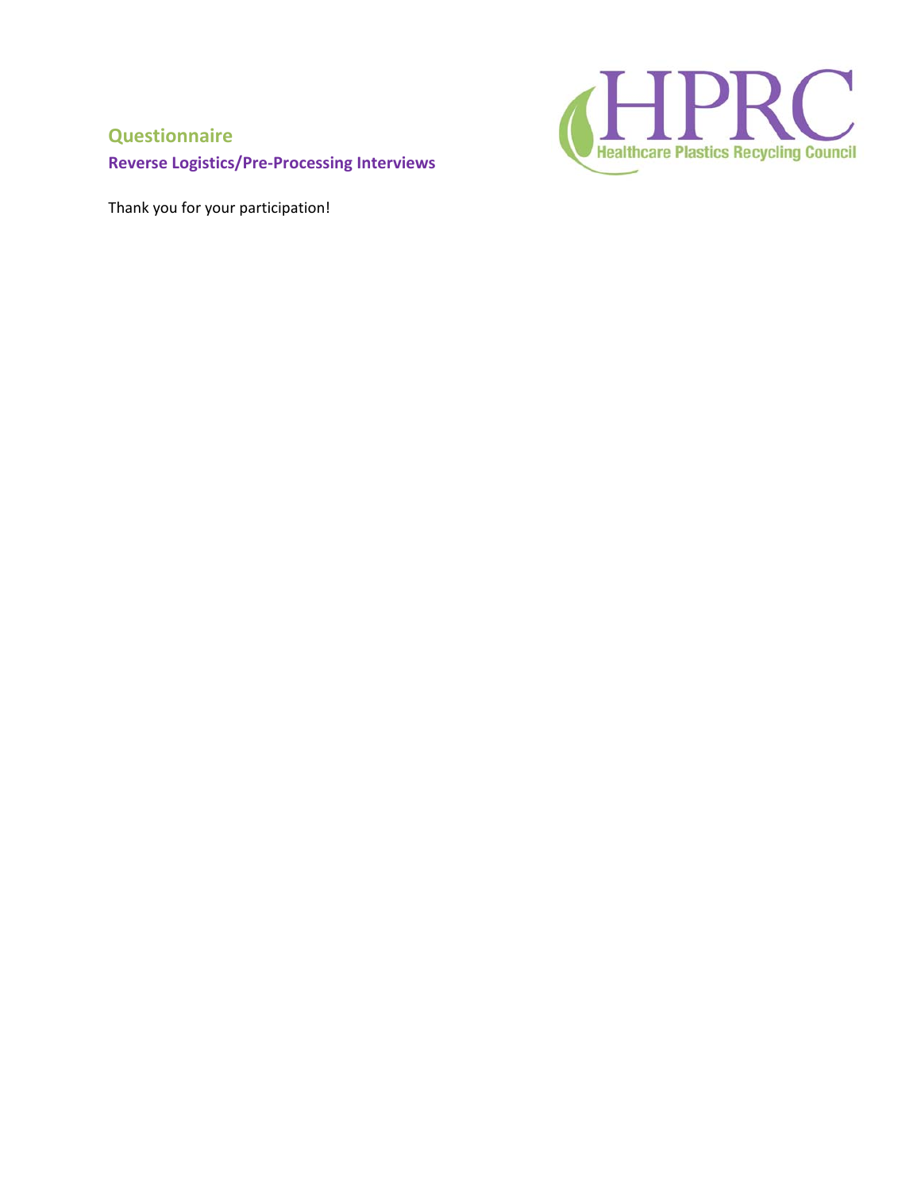## Questionnaire

### Reverse Logistics/Pre-Processing Interviews

Thank you for your participation!